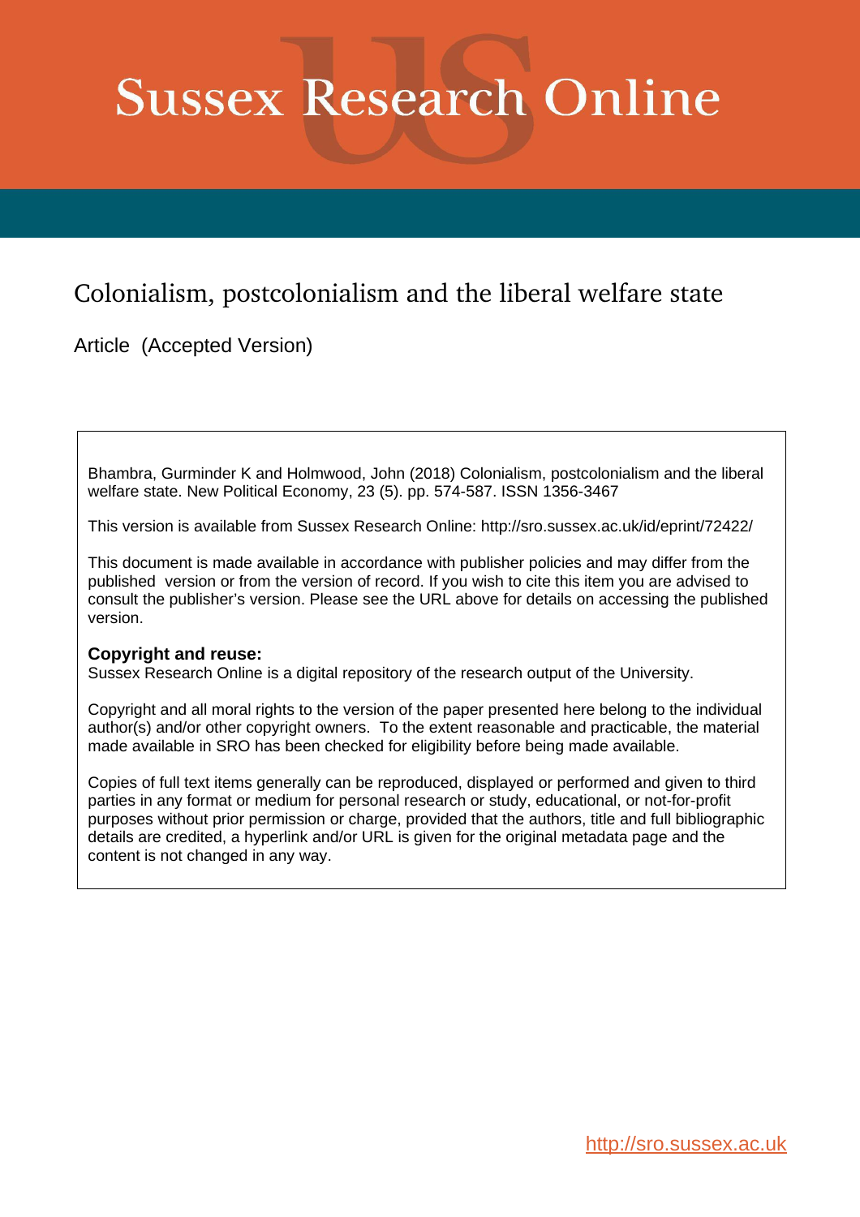# Sussex Research Online

## Colonialism, postcolonialism and the liberal welfare state

Article (Accepted Version)

Bhambra, Gurminder K and Holmwood, John (2018) Colonialism, postcolonialism and the liberal welfare state. New Political Economy, 23 (5). pp. 574-587. ISSN 1356-3467

This version is available from Sussex Research Online: http://sro.sussex.ac.uk/id/eprint/72422/

This document is made available in accordance with publisher policies and may differ from the published version or from the version of record. If you wish to cite this item you are advised to consult the publisher's version. Please see the URL above for details on accessing the published version.

**Copyright and reuse:**
Sussex Research Online is a digital repository of the research output of the University.

Copyright and all moral rights to the version of the paper presented here belong to the individual author(s) and/or other copyright owners. To the extent reasonable and practicable, the material made available in SRO has been checked for eligibility before being made available.

Copies of full text items generally can be reproduced, displayed or performed and given to third parties in any format or medium for personal research or study, educational, or not-for-profit purposes without prior permission or charge, provided that the authors, title and full bibliographic details are credited, a hyperlink and/or URL is given for the original metadata page and the content is not changed in any way.

http://sro.sussex.ac.uk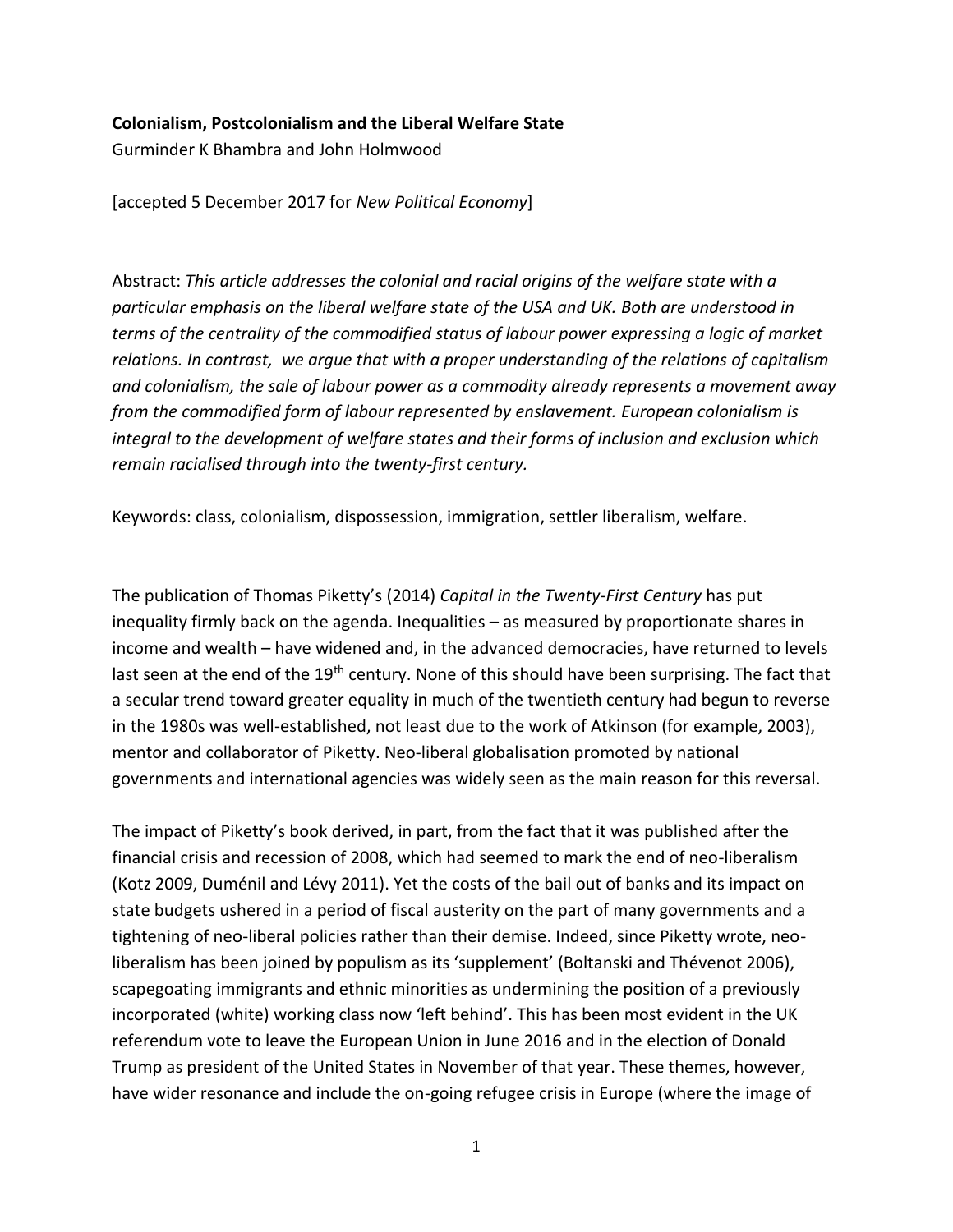**Colonialism, Postcolonialism and the Liberal Welfare State**

Gurminder K Bhambra and John Holmwood

[accepted 5 December 2017 for *New Political Economy*]

Abstract: *This article addresses the colonial and racial origins of the welfare state with a particular emphasis on the liberal welfare state of the USA and UK. Both are understood in terms of the centrality of the commodified status of labour power expressing a logic of market relations. In contrast, we argue that with a proper understanding of the relations of capitalism and colonialism, the sale of labour power as a commodity already represents a movement away from the commodified form of labour represented by enslavement. European colonialism is integral to the development of welfare states and their forms of inclusion and exclusion which remain racialised through into the twenty-first century.*

Keywords: class, colonialism, dispossession, immigration, settler liberalism, welfare.

The publication of Thomas Piketty's (2014) *Capital in the Twenty-First Century* has put inequality firmly back on the agenda. Inequalities – as measured by proportionate shares in income and wealth – have widened and, in the advanced democracies, have returned to levels last seen at the end of the 19th century. None of this should have been surprising. The fact that a secular trend toward greater equality in much of the twentieth century had begun to reverse in the 1980s was well-established, not least due to the work of Atkinson (for example, 2003), mentor and collaborator of Piketty. Neo-liberal globalisation promoted by national governments and international agencies was widely seen as the main reason for this reversal.

The impact of Piketty's book derived, in part, from the fact that it was published after the financial crisis and recession of 2008, which had seemed to mark the end of neo-liberalism (Kotz 2009, Duménil and Lévy 2011). Yet the costs of the bail out of banks and its impact on state budgets ushered in a period of fiscal austerity on the part of many governments and a tightening of neo-liberal policies rather than their demise. Indeed, since Piketty wrote, neo-liberalism has been joined by populism as its 'supplement' (Boltanski and Thévenot 2006), scapegoating immigrants and ethnic minorities as undermining the position of a previously incorporated (white) working class now 'left behind'. This has been most evident in the UK referendum vote to leave the European Union in June 2016 and in the election of Donald Trump as president of the United States in November of that year. These themes, however, have wider resonance and include the on-going refugee crisis in Europe (where the image of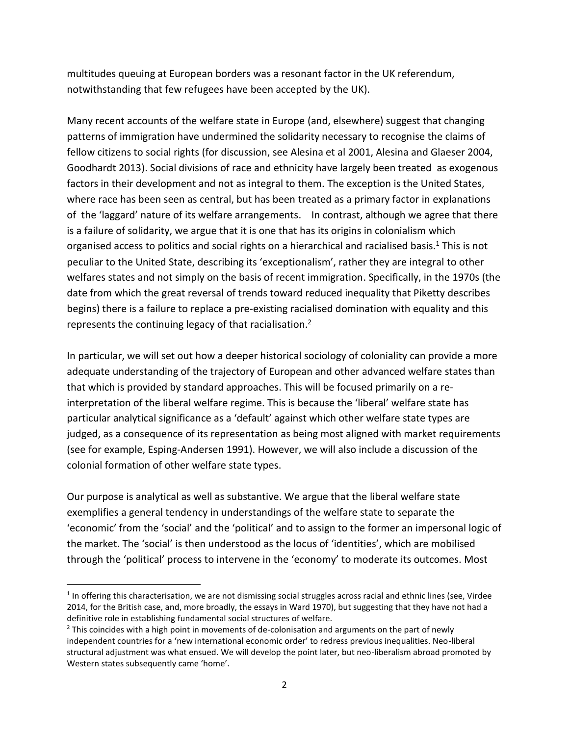multitudes queuing at European borders was a resonant factor in the UK referendum, notwithstanding that few refugees have been accepted by the UK).

Many recent accounts of the welfare state in Europe (and, elsewhere) suggest that changing patterns of immigration have undermined the solidarity necessary to recognise the claims of fellow citizens to social rights (for discussion, see Alesina et al 2001, Alesina and Glaeser 2004, Goodhardt 2013). Social divisions of race and ethnicity have largely been treated as exogenous factors in their development and not as integral to them. The exception is the United States, where race has been seen as central, but has been treated as a primary factor in explanations of the 'laggard' nature of its welfare arrangements. In contrast, although we agree that there is a failure of solidarity, we argue that it is one that has its origins in colonialism which organised access to politics and social rights on a hierarchical and racialised basis.[1] This is not peculiar to the United State, describing its 'exceptionalism', rather they are integral to other welfares states and not simply on the basis of recent immigration. Specifically, in the 1970s (the date from which the great reversal of trends toward reduced inequality that Piketty describes begins) there is a failure to replace a pre-existing racialised domination with equality and this represents the continuing legacy of that racialisation.[2]

In particular, we will set out how a deeper historical sociology of coloniality can provide a more adequate understanding of the trajectory of European and other advanced welfare states than that which is provided by standard approaches. This will be focused primarily on a re-interpretation of the liberal welfare regime. This is because the 'liberal' welfare state has particular analytical significance as a 'default' against which other welfare state types are judged, as a consequence of its representation as being most aligned with market requirements (see for example, Esping-Andersen 1991). However, we will also include a discussion of the colonial formation of other welfare state types.

Our purpose is analytical as well as substantive. We argue that the liberal welfare state exemplifies a general tendency in understandings of the welfare state to separate the 'economic' from the 'social' and the 'political' and to assign to the former an impersonal logic of the market. The 'social' is then understood as the locus of 'identities', which are mobilised through the 'political' process to intervene in the 'economy' to moderate its outcomes. Most

[1] In offering this characterisation, we are not dismissing social struggles across racial and ethnic lines (see, Virdee 2014, for the British case, and, more broadly, the essays in Ward 1970), but suggesting that they have not had a definitive role in establishing fundamental social structures of welfare.

[2] This coincides with a high point in movements of de-colonisation and arguments on the part of newly independent countries for a 'new international economic order' to redress previous inequalities. Neo-liberal structural adjustment was what ensued. We will develop the point later, but neo-liberalism abroad promoted by Western states subsequently came 'home'.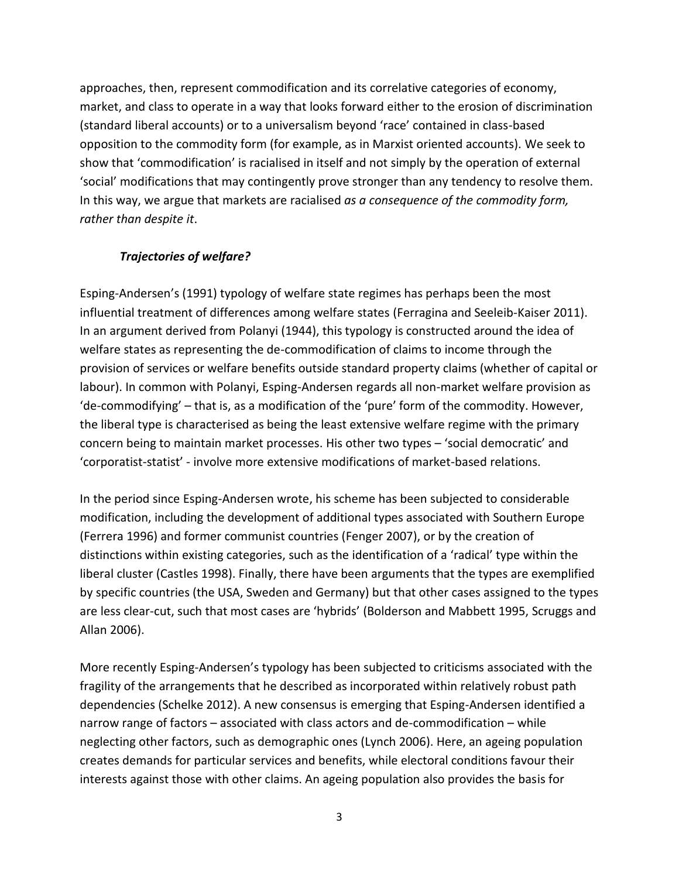approaches, then, represent commodification and its correlative categories of economy, market, and class to operate in a way that looks forward either to the erosion of discrimination (standard liberal accounts) or to a universalism beyond 'race' contained in class-based opposition to the commodity form (for example, as in Marxist oriented accounts). We seek to show that 'commodification' is racialised in itself and not simply by the operation of external 'social' modifications that may contingently prove stronger than any tendency to resolve them. In this way, we argue that markets are racialised *as a consequence of the commodity form, rather than despite it*.

### *Trajectories of welfare?*

Esping-Andersen's (1991) typology of welfare state regimes has perhaps been the most influential treatment of differences among welfare states (Ferragina and Seeleib-Kaiser 2011). In an argument derived from Polanyi (1944), this typology is constructed around the idea of welfare states as representing the de-commodification of claims to income through the provision of services or welfare benefits outside standard property claims (whether of capital or labour). In common with Polanyi, Esping-Andersen regards all non-market welfare provision as 'de-commodifying' – that is, as a modification of the 'pure' form of the commodity. However, the liberal type is characterised as being the least extensive welfare regime with the primary concern being to maintain market processes. His other two types – 'social democratic' and 'corporatist-statist' - involve more extensive modifications of market-based relations.

In the period since Esping-Andersen wrote, his scheme has been subjected to considerable modification, including the development of additional types associated with Southern Europe (Ferrera 1996) and former communist countries (Fenger 2007), or by the creation of distinctions within existing categories, such as the identification of a 'radical' type within the liberal cluster (Castles 1998). Finally, there have been arguments that the types are exemplified by specific countries (the USA, Sweden and Germany) but that other cases assigned to the types are less clear-cut, such that most cases are 'hybrids' (Bolderson and Mabbett 1995, Scruggs and Allan 2006).

More recently Esping-Andersen's typology has been subjected to criticisms associated with the fragility of the arrangements that he described as incorporated within relatively robust path dependencies (Schelke 2012). A new consensus is emerging that Esping-Andersen identified a narrow range of factors – associated with class actors and de-commodification – while neglecting other factors, such as demographic ones (Lynch 2006). Here, an ageing population creates demands for particular services and benefits, while electoral conditions favour their interests against those with other claims. An ageing population also provides the basis for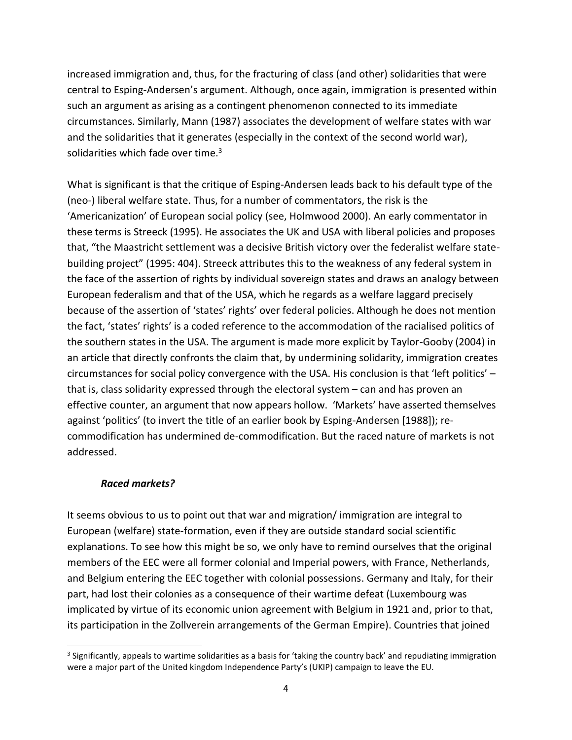increased immigration and, thus, for the fracturing of class (and other) solidarities that were central to Esping-Andersen's argument. Although, once again, immigration is presented within such an argument as arising as a contingent phenomenon connected to its immediate circumstances. Similarly, Mann (1987) associates the development of welfare states with war and the solidarities that it generates (especially in the context of the second world war), solidarities which fade over time.[3]

What is significant is that the critique of Esping-Andersen leads back to his default type of the (neo-) liberal welfare state. Thus, for a number of commentators, the risk is the 'Americanization' of European social policy (see, Holmwood 2000). An early commentator in these terms is Streeck (1995). He associates the UK and USA with liberal policies and proposes that, "the Maastricht settlement was a decisive British victory over the federalist welfare state-building project" (1995: 404). Streeck attributes this to the weakness of any federal system in the face of the assertion of rights by individual sovereign states and draws an analogy between European federalism and that of the USA, which he regards as a welfare laggard precisely because of the assertion of 'states' rights' over federal policies. Although he does not mention the fact, 'states' rights' is a coded reference to the accommodation of the racialised politics of the southern states in the USA. The argument is made more explicit by Taylor-Gooby (2004) in an article that directly confronts the claim that, by undermining solidarity, immigration creates circumstances for social policy convergence with the USA. His conclusion is that 'left politics' – that is, class solidarity expressed through the electoral system – can and has proven an effective counter, an argument that now appears hollow. 'Markets' have asserted themselves against 'politics' (to invert the title of an earlier book by Esping-Andersen [1988]); re-commodification has undermined de-commodification. But the raced nature of markets is not addressed.

### *Raced markets?*

It seems obvious to us to point out that war and migration/ immigration are integral to European (welfare) state-formation, even if they are outside standard social scientific explanations. To see how this might be so, we only have to remind ourselves that the original members of the EEC were all former colonial and Imperial powers, with France, Netherlands, and Belgium entering the EEC together with colonial possessions. Germany and Italy, for their part, had lost their colonies as a consequence of their wartime defeat (Luxembourg was implicated by virtue of its economic union agreement with Belgium in 1921 and, prior to that, its participation in the Zollverein arrangements of the German Empire). Countries that joined

[3] Significantly, appeals to wartime solidarities as a basis for 'taking the country back' and repudiating immigration were a major part of the United kingdom Independence Party's (UKIP) campaign to leave the EU.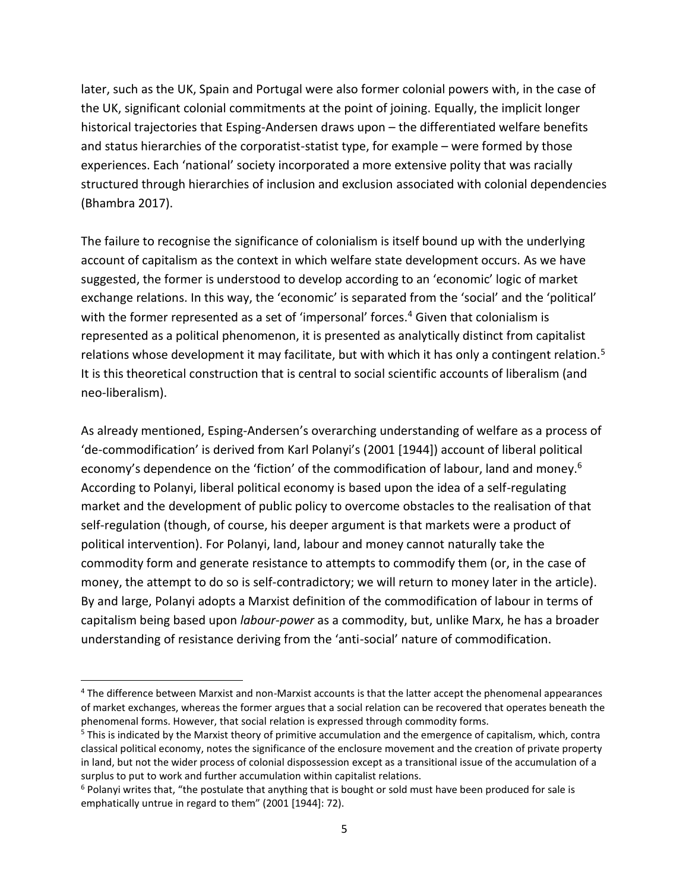later, such as the UK, Spain and Portugal were also former colonial powers with, in the case of the UK, significant colonial commitments at the point of joining. Equally, the implicit longer historical trajectories that Esping-Andersen draws upon – the differentiated welfare benefits and status hierarchies of the corporatist-statist type, for example – were formed by those experiences. Each 'national' society incorporated a more extensive polity that was racially structured through hierarchies of inclusion and exclusion associated with colonial dependencies (Bhambra 2017).

The failure to recognise the significance of colonialism is itself bound up with the underlying account of capitalism as the context in which welfare state development occurs. As we have suggested, the former is understood to develop according to an 'economic' logic of market exchange relations. In this way, the 'economic' is separated from the 'social' and the 'political' with the former represented as a set of 'impersonal' forces.[4] Given that colonialism is represented as a political phenomenon, it is presented as analytically distinct from capitalist relations whose development it may facilitate, but with which it has only a contingent relation.[5] It is this theoretical construction that is central to social scientific accounts of liberalism (and neo-liberalism).

As already mentioned, Esping-Andersen's overarching understanding of welfare as a process of 'de-commodification' is derived from Karl Polanyi's (2001 [1944]) account of liberal political economy's dependence on the 'fiction' of the commodification of labour, land and money.[6] According to Polanyi, liberal political economy is based upon the idea of a self-regulating market and the development of public policy to overcome obstacles to the realisation of that self-regulation (though, of course, his deeper argument is that markets were a product of political intervention). For Polanyi, land, labour and money cannot naturally take the commodity form and generate resistance to attempts to commodify them (or, in the case of money, the attempt to do so is self-contradictory; we will return to money later in the article). By and large, Polanyi adopts a Marxist definition of the commodification of labour in terms of capitalism being based upon *labour-power* as a commodity, but, unlike Marx, he has a broader understanding of resistance deriving from the 'anti-social' nature of commodification.

---

[4] The difference between Marxist and non-Marxist accounts is that the latter accept the phenomenal appearances of market exchanges, whereas the former argues that a social relation can be recovered that operates beneath the phenomenal forms. However, that social relation is expressed through commodity forms.

[5] This is indicated by the Marxist theory of primitive accumulation and the emergence of capitalism, which, contra classical political economy, notes the significance of the enclosure movement and the creation of private property in land, but not the wider process of colonial dispossession except as a transitional issue of the accumulation of a surplus to put to work and further accumulation within capitalist relations.

[6] Polanyi writes that, "the postulate that anything that is bought or sold must have been produced for sale is emphatically untrue in regard to them" (2001 [1944]: 72).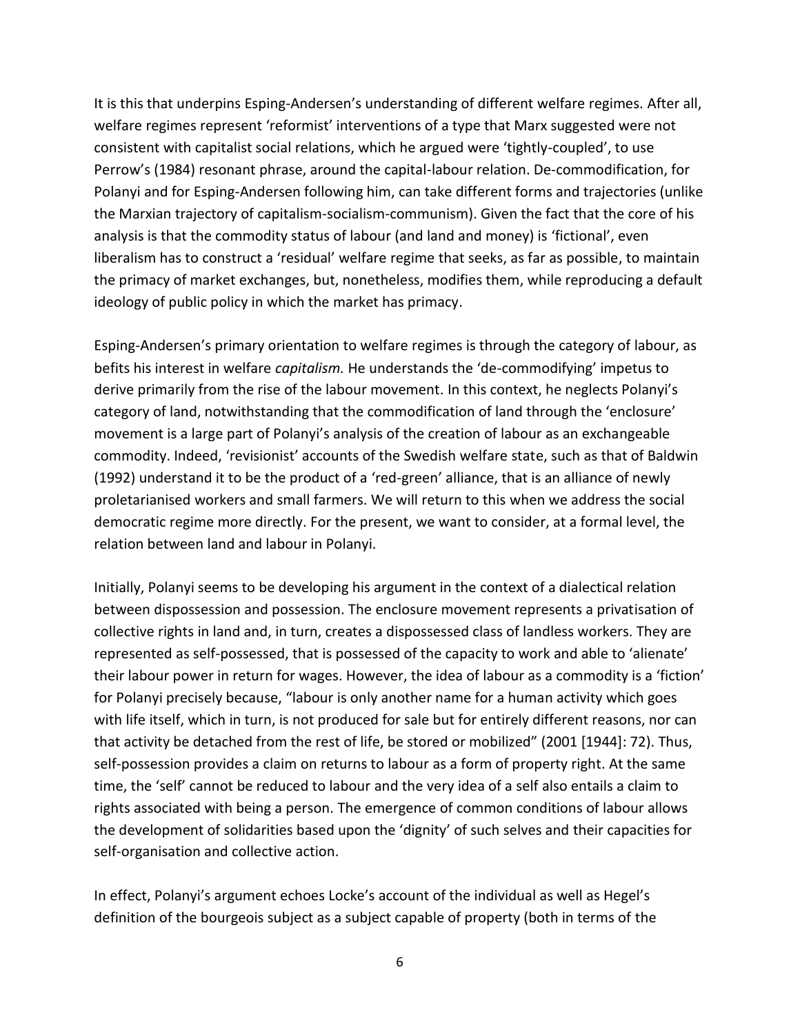It is this that underpins Esping-Andersen's understanding of different welfare regimes. After all, welfare regimes represent 'reformist' interventions of a type that Marx suggested were not consistent with capitalist social relations, which he argued were 'tightly-coupled', to use Perrow's (1984) resonant phrase, around the capital-labour relation. De-commodification, for Polanyi and for Esping-Andersen following him, can take different forms and trajectories (unlike the Marxian trajectory of capitalism-socialism-communism). Given the fact that the core of his analysis is that the commodity status of labour (and land and money) is 'fictional', even liberalism has to construct a 'residual' welfare regime that seeks, as far as possible, to maintain the primacy of market exchanges, but, nonetheless, modifies them, while reproducing a default ideology of public policy in which the market has primacy.

Esping-Andersen's primary orientation to welfare regimes is through the category of labour, as befits his interest in welfare *capitalism.* He understands the 'de-commodifying' impetus to derive primarily from the rise of the labour movement. In this context, he neglects Polanyi's category of land, notwithstanding that the commodification of land through the 'enclosure' movement is a large part of Polanyi's analysis of the creation of labour as an exchangeable commodity. Indeed, 'revisionist' accounts of the Swedish welfare state, such as that of Baldwin (1992) understand it to be the product of a 'red-green' alliance, that is an alliance of newly proletarianised workers and small farmers. We will return to this when we address the social democratic regime more directly. For the present, we want to consider, at a formal level, the relation between land and labour in Polanyi.

Initially, Polanyi seems to be developing his argument in the context of a dialectical relation between dispossession and possession. The enclosure movement represents a privatisation of collective rights in land and, in turn, creates a dispossessed class of landless workers. They are represented as self-possessed, that is possessed of the capacity to work and able to 'alienate' their labour power in return for wages. However, the idea of labour as a commodity is a 'fiction' for Polanyi precisely because, "labour is only another name for a human activity which goes with life itself, which in turn, is not produced for sale but for entirely different reasons, nor can that activity be detached from the rest of life, be stored or mobilized" (2001 [1944]: 72). Thus, self-possession provides a claim on returns to labour as a form of property right. At the same time, the 'self' cannot be reduced to labour and the very idea of a self also entails a claim to rights associated with being a person. The emergence of common conditions of labour allows the development of solidarities based upon the 'dignity' of such selves and their capacities for self-organisation and collective action.

In effect, Polanyi's argument echoes Locke's account of the individual as well as Hegel's definition of the bourgeois subject as a subject capable of property (both in terms of the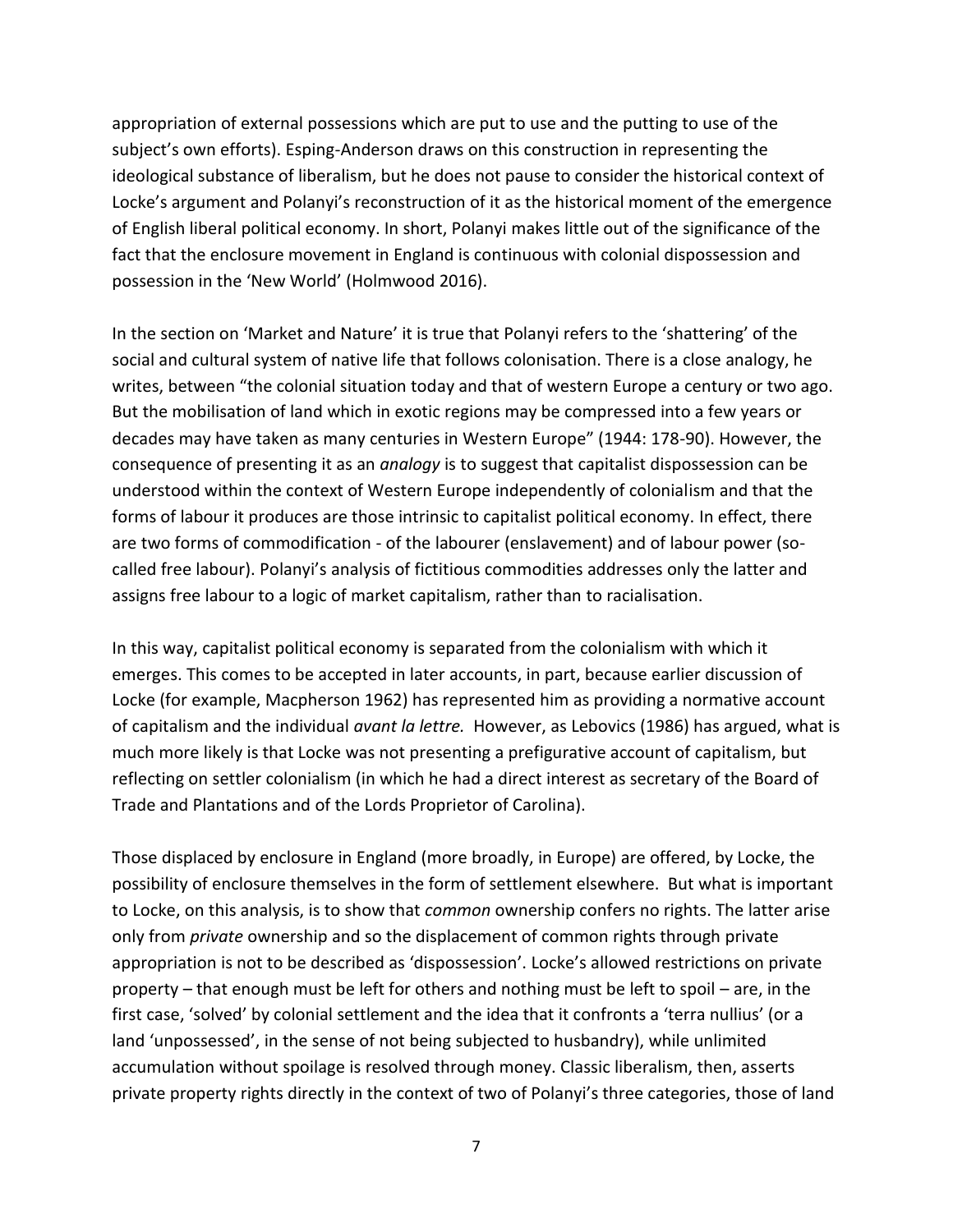appropriation of external possessions which are put to use and the putting to use of the subject's own efforts). Esping-Anderson draws on this construction in representing the ideological substance of liberalism, but he does not pause to consider the historical context of Locke's argument and Polanyi's reconstruction of it as the historical moment of the emergence of English liberal political economy. In short, Polanyi makes little out of the significance of the fact that the enclosure movement in England is continuous with colonial dispossession and possession in the 'New World' (Holmwood 2016).

In the section on 'Market and Nature' it is true that Polanyi refers to the 'shattering' of the social and cultural system of native life that follows colonisation. There is a close analogy, he writes, between "the colonial situation today and that of western Europe a century or two ago. But the mobilisation of land which in exotic regions may be compressed into a few years or decades may have taken as many centuries in Western Europe" (1944: 178-90). However, the consequence of presenting it as an *analogy* is to suggest that capitalist dispossession can be understood within the context of Western Europe independently of colonialism and that the forms of labour it produces are those intrinsic to capitalist political economy. In effect, there are two forms of commodification - of the labourer (enslavement) and of labour power (so-called free labour). Polanyi's analysis of fictitious commodities addresses only the latter and assigns free labour to a logic of market capitalism, rather than to racialisation.

In this way, capitalist political economy is separated from the colonialism with which it emerges. This comes to be accepted in later accounts, in part, because earlier discussion of Locke (for example, Macpherson 1962) has represented him as providing a normative account of capitalism and the individual *avant la lettre.* However, as Lebovics (1986) has argued, what is much more likely is that Locke was not presenting a prefigurative account of capitalism, but reflecting on settler colonialism (in which he had a direct interest as secretary of the Board of Trade and Plantations and of the Lords Proprietor of Carolina).

Those displaced by enclosure in England (more broadly, in Europe) are offered, by Locke, the possibility of enclosure themselves in the form of settlement elsewhere. But what is important to Locke, on this analysis, is to show that *common* ownership confers no rights. The latter arise only from *private* ownership and so the displacement of common rights through private appropriation is not to be described as 'dispossession'. Locke's allowed restrictions on private property – that enough must be left for others and nothing must be left to spoil – are, in the first case, 'solved' by colonial settlement and the idea that it confronts a 'terra nullius' (or a land 'unpossessed', in the sense of not being subjected to husbandry), while unlimited accumulation without spoilage is resolved through money. Classic liberalism, then, asserts private property rights directly in the context of two of Polanyi's three categories, those of land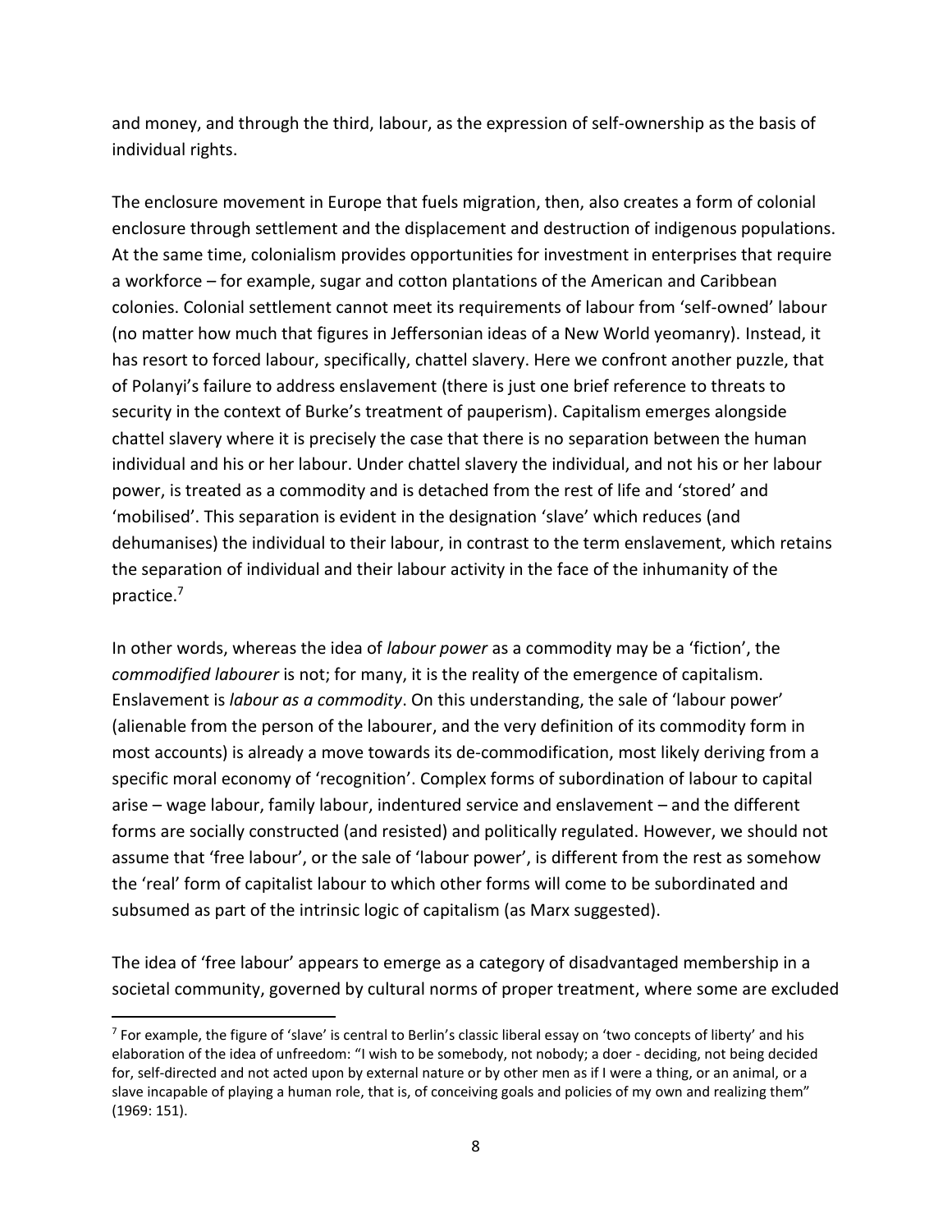and money, and through the third, labour, as the expression of self-ownership as the basis of individual rights.

The enclosure movement in Europe that fuels migration, then, also creates a form of colonial enclosure through settlement and the displacement and destruction of indigenous populations. At the same time, colonialism provides opportunities for investment in enterprises that require a workforce – for example, sugar and cotton plantations of the American and Caribbean colonies. Colonial settlement cannot meet its requirements of labour from 'self-owned' labour (no matter how much that figures in Jeffersonian ideas of a New World yeomanry). Instead, it has resort to forced labour, specifically, chattel slavery. Here we confront another puzzle, that of Polanyi's failure to address enslavement (there is just one brief reference to threats to security in the context of Burke's treatment of pauperism). Capitalism emerges alongside chattel slavery where it is precisely the case that there is no separation between the human individual and his or her labour. Under chattel slavery the individual, and not his or her labour power, is treated as a commodity and is detached from the rest of life and 'stored' and 'mobilised'. This separation is evident in the designation 'slave' which reduces (and dehumanises) the individual to their labour, in contrast to the term enslavement, which retains the separation of individual and their labour activity in the face of the inhumanity of the practice.[7]

In other words, whereas the idea of *labour power* as a commodity may be a 'fiction', the *commodified labourer* is not; for many, it is the reality of the emergence of capitalism. Enslavement is *labour as a commodity*. On this understanding, the sale of 'labour power' (alienable from the person of the labourer, and the very definition of its commodity form in most accounts) is already a move towards its de-commodification, most likely deriving from a specific moral economy of 'recognition'. Complex forms of subordination of labour to capital arise – wage labour, family labour, indentured service and enslavement – and the different forms are socially constructed (and resisted) and politically regulated. However, we should not assume that 'free labour', or the sale of 'labour power', is different from the rest as somehow the 'real' form of capitalist labour to which other forms will come to be subordinated and subsumed as part of the intrinsic logic of capitalism (as Marx suggested).

The idea of 'free labour' appears to emerge as a category of disadvantaged membership in a societal community, governed by cultural norms of proper treatment, where some are excluded

[7] For example, the figure of 'slave' is central to Berlin's classic liberal essay on 'two concepts of liberty' and his elaboration of the idea of unfreedom: "I wish to be somebody, not nobody; a doer - deciding, not being decided for, self-directed and not acted upon by external nature or by other men as if I were a thing, or an animal, or a slave incapable of playing a human role, that is, of conceiving goals and policies of my own and realizing them" (1969: 151).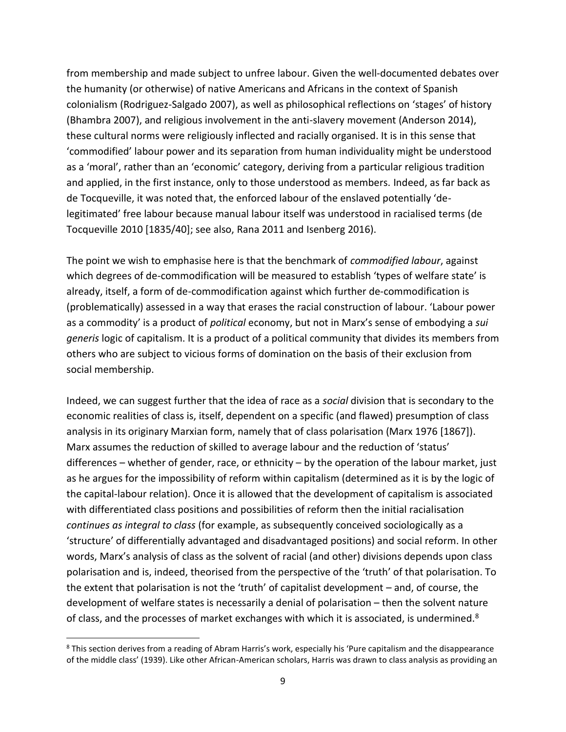from membership and made subject to unfree labour. Given the well-documented debates over the humanity (or otherwise) of native Americans and Africans in the context of Spanish colonialism (Rodriguez-Salgado 2007), as well as philosophical reflections on 'stages' of history (Bhambra 2007), and religious involvement in the anti-slavery movement (Anderson 2014), these cultural norms were religiously inflected and racially organised. It is in this sense that 'commodified' labour power and its separation from human individuality might be understood as a 'moral', rather than an 'economic' category, deriving from a particular religious tradition and applied, in the first instance, only to those understood as members. Indeed, as far back as de Tocqueville, it was noted that, the enforced labour of the enslaved potentially 'de-legitimated' free labour because manual labour itself was understood in racialised terms (de Tocqueville 2010 [1835/40]; see also, Rana 2011 and Isenberg 2016).

The point we wish to emphasise here is that the benchmark of *commodified labour*, against which degrees of de-commodification will be measured to establish 'types of welfare state' is already, itself, a form of de-commodification against which further de-commodification is (problematically) assessed in a way that erases the racial construction of labour. 'Labour power as a commodity' is a product of *political* economy, but not in Marx's sense of embodying a *sui generis* logic of capitalism. It is a product of a political community that divides its members from others who are subject to vicious forms of domination on the basis of their exclusion from social membership.

Indeed, we can suggest further that the idea of race as a *social* division that is secondary to the economic realities of class is, itself, dependent on a specific (and flawed) presumption of class analysis in its originary Marxian form, namely that of class polarisation (Marx 1976 [1867]). Marx assumes the reduction of skilled to average labour and the reduction of 'status' differences – whether of gender, race, or ethnicity – by the operation of the labour market, just as he argues for the impossibility of reform within capitalism (determined as it is by the logic of the capital-labour relation). Once it is allowed that the development of capitalism is associated with differentiated class positions and possibilities of reform then the initial racialisation *continues as integral to class* (for example, as subsequently conceived sociologically as a 'structure' of differentially advantaged and disadvantaged positions) and social reform. In other words, Marx's analysis of class as the solvent of racial (and other) divisions depends upon class polarisation and is, indeed, theorised from the perspective of the 'truth' of that polarisation. To the extent that polarisation is not the 'truth' of capitalist development – and, of course, the development of welfare states is necessarily a denial of polarisation – then the solvent nature of class, and the processes of market exchanges with which it is associated, is undermined.[8]

[8] This section derives from a reading of Abram Harris's work, especially his 'Pure capitalism and the disappearance of the middle class' (1939). Like other African-American scholars, Harris was drawn to class analysis as providing an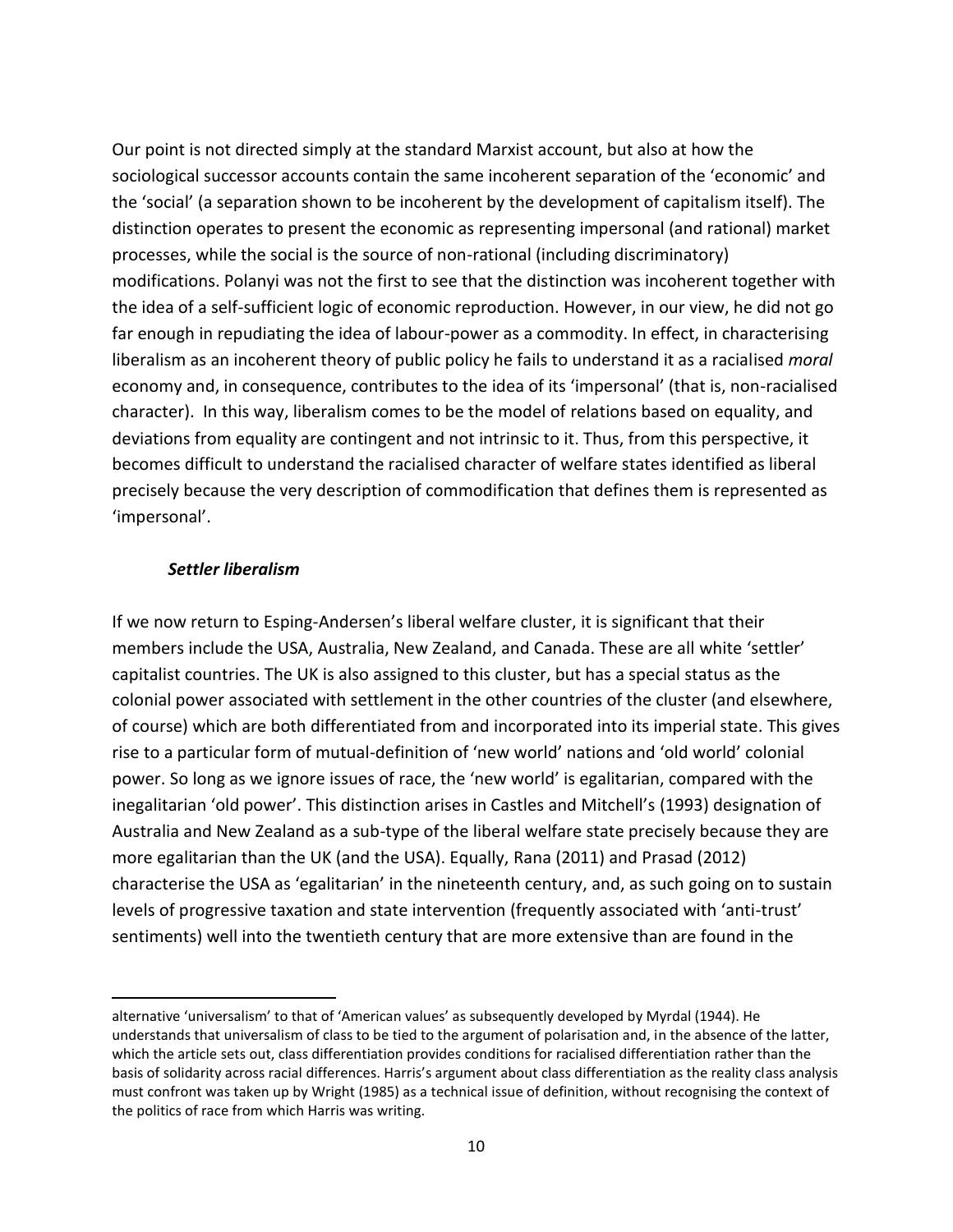Our point is not directed simply at the standard Marxist account, but also at how the sociological successor accounts contain the same incoherent separation of the 'economic' and the 'social' (a separation shown to be incoherent by the development of capitalism itself). The distinction operates to present the economic as representing impersonal (and rational) market processes, while the social is the source of non-rational (including discriminatory) modifications. Polanyi was not the first to see that the distinction was incoherent together with the idea of a self-sufficient logic of economic reproduction. However, in our view, he did not go far enough in repudiating the idea of labour-power as a commodity. In effect, in characterising liberalism as an incoherent theory of public policy he fails to understand it as a racialised *moral* economy and, in consequence, contributes to the idea of its 'impersonal' (that is, non-racialised character). In this way, liberalism comes to be the model of relations based on equality, and deviations from equality are contingent and not intrinsic to it. Thus, from this perspective, it becomes difficult to understand the racialised character of welfare states identified as liberal precisely because the very description of commodification that defines them is represented as 'impersonal'.

### *Settler liberalism*

If we now return to Esping-Andersen's liberal welfare cluster, it is significant that their members include the USA, Australia, New Zealand, and Canada. These are all white 'settler' capitalist countries. The UK is also assigned to this cluster, but has a special status as the colonial power associated with settlement in the other countries of the cluster (and elsewhere, of course) which are both differentiated from and incorporated into its imperial state. This gives rise to a particular form of mutual-definition of 'new world' nations and 'old world' colonial power. So long as we ignore issues of race, the 'new world' is egalitarian, compared with the inegalitarian 'old power'. This distinction arises in Castles and Mitchell's (1993) designation of Australia and New Zealand as a sub-type of the liberal welfare state precisely because they are more egalitarian than the UK (and the USA). Equally, Rana (2011) and Prasad (2012) characterise the USA as 'egalitarian' in the nineteenth century, and, as such going on to sustain levels of progressive taxation and state intervention (frequently associated with 'anti-trust' sentiments) well into the twentieth century that are more extensive than are found in the

---

alternative 'universalism' to that of 'American values' as subsequently developed by Myrdal (1944). He understands that universalism of class to be tied to the argument of polarisation and, in the absence of the latter, which the article sets out, class differentiation provides conditions for racialised differentiation rather than the basis of solidarity across racial differences. Harris's argument about class differentiation as the reality class analysis must confront was taken up by Wright (1985) as a technical issue of definition, without recognising the context of the politics of race from which Harris was writing.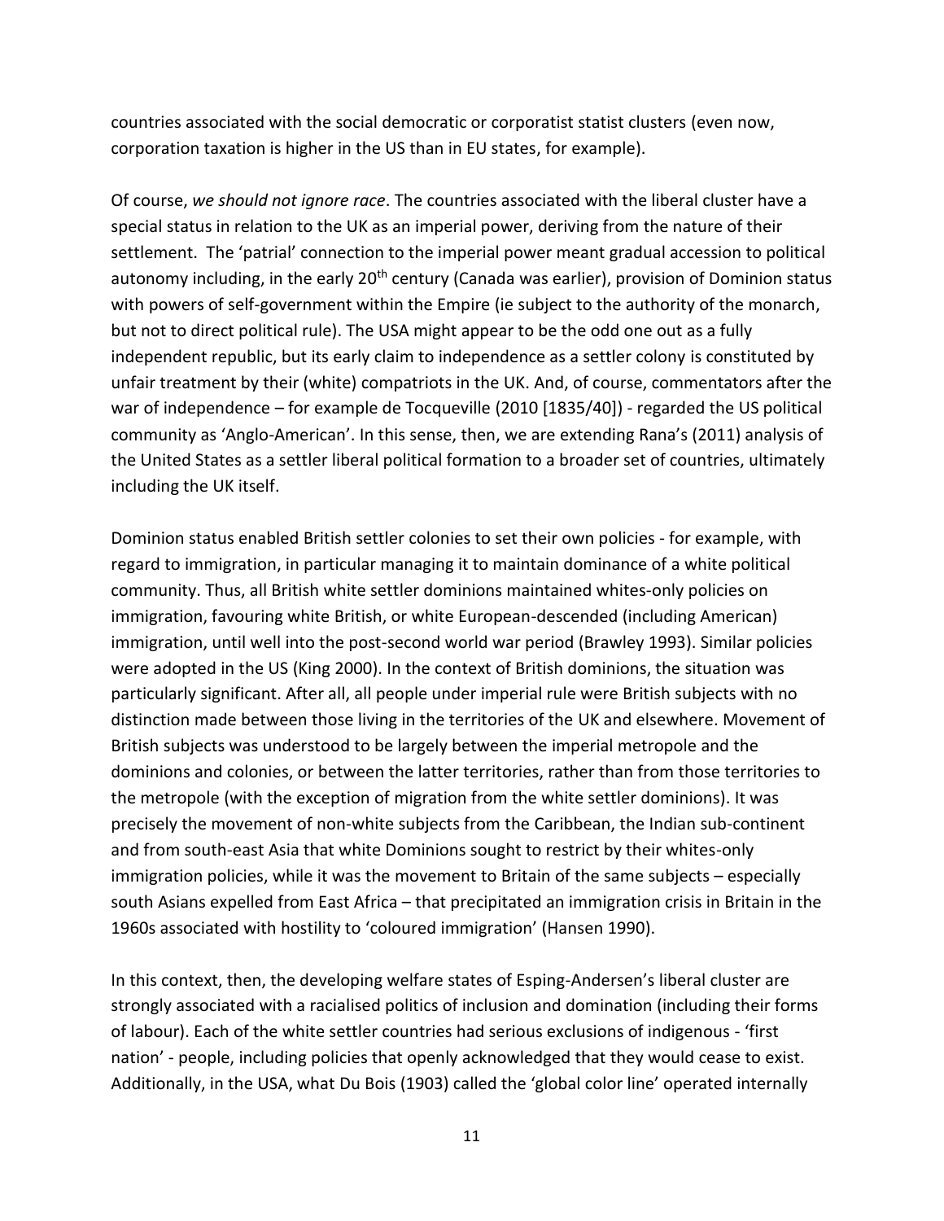countries associated with the social democratic or corporatist statist clusters (even now, corporation taxation is higher in the US than in EU states, for example).

Of course, *we should not ignore race*. The countries associated with the liberal cluster have a special status in relation to the UK as an imperial power, deriving from the nature of their settlement. The 'patrial' connection to the imperial power meant gradual accession to political autonomy including, in the early 20th century (Canada was earlier), provision of Dominion status with powers of self-government within the Empire (ie subject to the authority of the monarch, but not to direct political rule). The USA might appear to be the odd one out as a fully independent republic, but its early claim to independence as a settler colony is constituted by unfair treatment by their (white) compatriots in the UK. And, of course, commentators after the war of independence – for example de Tocqueville (2010 [1835/40]) - regarded the US political community as 'Anglo-American'. In this sense, then, we are extending Rana's (2011) analysis of the United States as a settler liberal political formation to a broader set of countries, ultimately including the UK itself.

Dominion status enabled British settler colonies to set their own policies - for example, with regard to immigration, in particular managing it to maintain dominance of a white political community. Thus, all British white settler dominions maintained whites-only policies on immigration, favouring white British, or white European-descended (including American) immigration, until well into the post-second world war period (Brawley 1993). Similar policies were adopted in the US (King 2000). In the context of British dominions, the situation was particularly significant. After all, all people under imperial rule were British subjects with no distinction made between those living in the territories of the UK and elsewhere. Movement of British subjects was understood to be largely between the imperial metropole and the dominions and colonies, or between the latter territories, rather than from those territories to the metropole (with the exception of migration from the white settler dominions). It was precisely the movement of non-white subjects from the Caribbean, the Indian sub-continent and from south-east Asia that white Dominions sought to restrict by their whites-only immigration policies, while it was the movement to Britain of the same subjects – especially south Asians expelled from East Africa – that precipitated an immigration crisis in Britain in the 1960s associated with hostility to 'coloured immigration' (Hansen 1990).

In this context, then, the developing welfare states of Esping-Andersen's liberal cluster are strongly associated with a racialised politics of inclusion and domination (including their forms of labour). Each of the white settler countries had serious exclusions of indigenous - 'first nation' - people, including policies that openly acknowledged that they would cease to exist. Additionally, in the USA, what Du Bois (1903) called the 'global color line' operated internally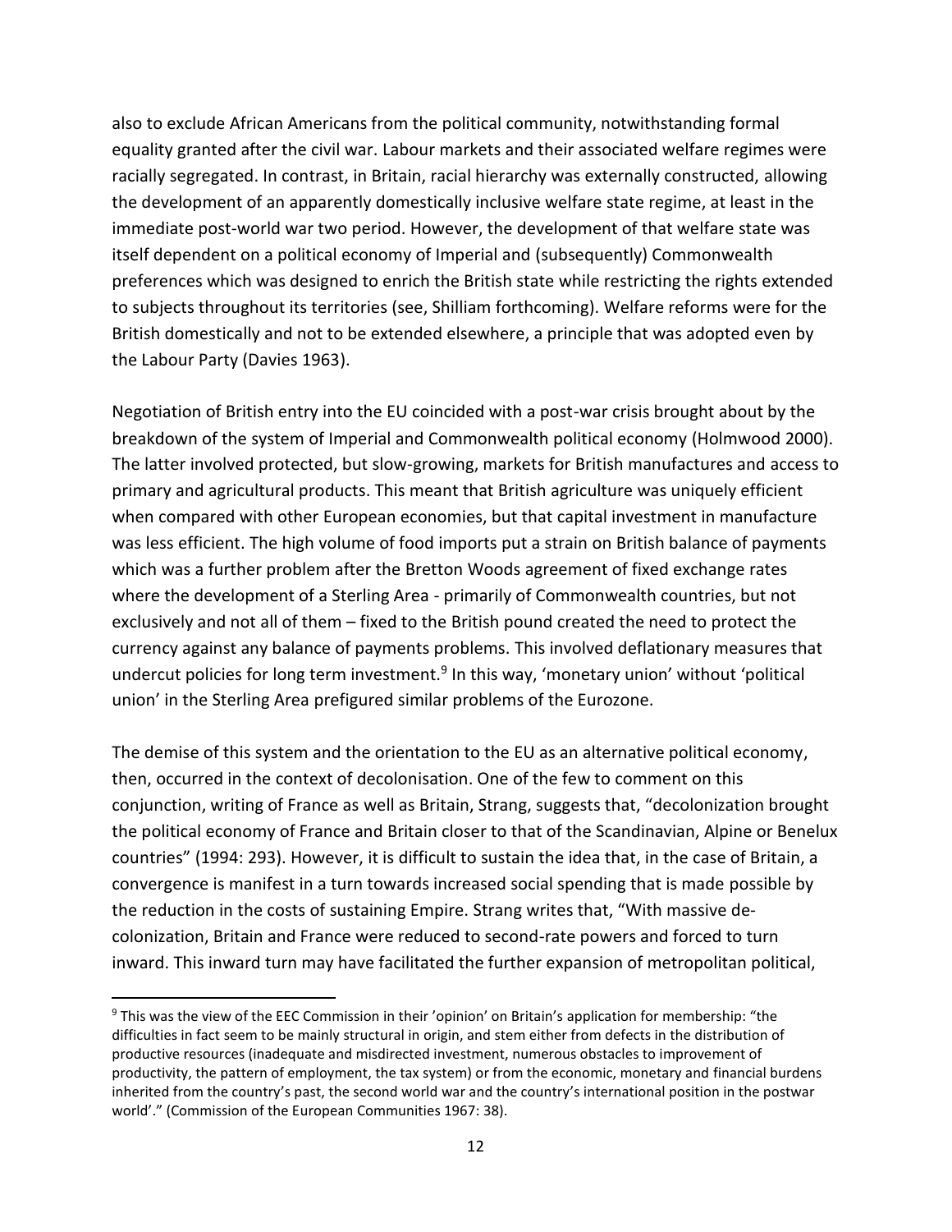also to exclude African Americans from the political community, notwithstanding formal equality granted after the civil war. Labour markets and their associated welfare regimes were racially segregated. In contrast, in Britain, racial hierarchy was externally constructed, allowing the development of an apparently domestically inclusive welfare state regime, at least in the immediate post-world war two period. However, the development of that welfare state was itself dependent on a political economy of Imperial and (subsequently) Commonwealth preferences which was designed to enrich the British state while restricting the rights extended to subjects throughout its territories (see, Shilliam forthcoming). Welfare reforms were for the British domestically and not to be extended elsewhere, a principle that was adopted even by the Labour Party (Davies 1963).

Negotiation of British entry into the EU coincided with a post-war crisis brought about by the breakdown of the system of Imperial and Commonwealth political economy (Holmwood 2000). The latter involved protected, but slow-growing, markets for British manufactures and access to primary and agricultural products. This meant that British agriculture was uniquely efficient when compared with other European economies, but that capital investment in manufacture was less efficient. The high volume of food imports put a strain on British balance of payments which was a further problem after the Bretton Woods agreement of fixed exchange rates where the development of a Sterling Area - primarily of Commonwealth countries, but not exclusively and not all of them – fixed to the British pound created the need to protect the currency against any balance of payments problems. This involved deflationary measures that undercut policies for long term investment.[9] In this way, 'monetary union' without 'political union' in the Sterling Area prefigured similar problems of the Eurozone.

The demise of this system and the orientation to the EU as an alternative political economy, then, occurred in the context of decolonisation. One of the few to comment on this conjunction, writing of France as well as Britain, Strang, suggests that, "decolonization brought the political economy of France and Britain closer to that of the Scandinavian, Alpine or Benelux countries" (1994: 293). However, it is difficult to sustain the idea that, in the case of Britain, a convergence is manifest in a turn towards increased social spending that is made possible by the reduction in the costs of sustaining Empire. Strang writes that, "With massive de-colonization, Britain and France were reduced to second-rate powers and forced to turn inward. This inward turn may have facilitated the further expansion of metropolitan political,

[9] This was the view of the EEC Commission in their 'opinion' on Britain's application for membership: "the difficulties in fact seem to be mainly structural in origin, and stem either from defects in the distribution of productive resources (inadequate and misdirected investment, numerous obstacles to improvement of productivity, the pattern of employment, the tax system) or from the economic, monetary and financial burdens inherited from the country's past, the second world war and the country's international position in the postwar world'." (Commission of the European Communities 1967: 38).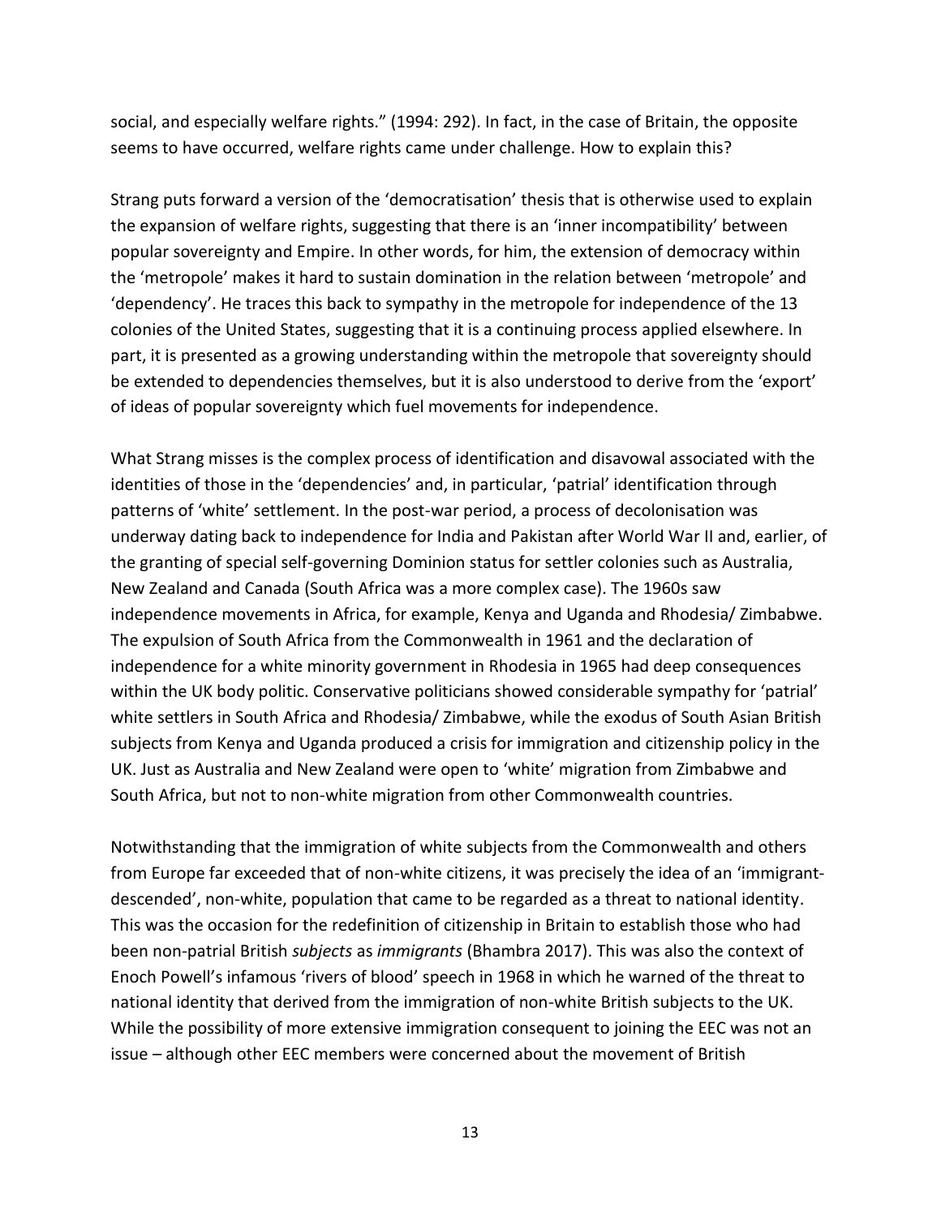social, and especially welfare rights." (1994: 292). In fact, in the case of Britain, the opposite seems to have occurred, welfare rights came under challenge. How to explain this?

Strang puts forward a version of the 'democratisation' thesis that is otherwise used to explain the expansion of welfare rights, suggesting that there is an 'inner incompatibility' between popular sovereignty and Empire. In other words, for him, the extension of democracy within the 'metropole' makes it hard to sustain domination in the relation between 'metropole' and 'dependency'. He traces this back to sympathy in the metropole for independence of the 13 colonies of the United States, suggesting that it is a continuing process applied elsewhere. In part, it is presented as a growing understanding within the metropole that sovereignty should be extended to dependencies themselves, but it is also understood to derive from the 'export' of ideas of popular sovereignty which fuel movements for independence.

What Strang misses is the complex process of identification and disavowal associated with the identities of those in the 'dependencies' and, in particular, 'patrial' identification through patterns of 'white' settlement. In the post-war period, a process of decolonisation was underway dating back to independence for India and Pakistan after World War II and, earlier, of the granting of special self-governing Dominion status for settler colonies such as Australia, New Zealand and Canada (South Africa was a more complex case). The 1960s saw independence movements in Africa, for example, Kenya and Uganda and Rhodesia/ Zimbabwe. The expulsion of South Africa from the Commonwealth in 1961 and the declaration of independence for a white minority government in Rhodesia in 1965 had deep consequences within the UK body politic. Conservative politicians showed considerable sympathy for 'patrial' white settlers in South Africa and Rhodesia/ Zimbabwe, while the exodus of South Asian British subjects from Kenya and Uganda produced a crisis for immigration and citizenship policy in the UK. Just as Australia and New Zealand were open to 'white' migration from Zimbabwe and South Africa, but not to non-white migration from other Commonwealth countries.

Notwithstanding that the immigration of white subjects from the Commonwealth and others from Europe far exceeded that of non-white citizens, it was precisely the idea of an 'immigrant-descended', non-white, population that came to be regarded as a threat to national identity. This was the occasion for the redefinition of citizenship in Britain to establish those who had been non-patrial British *subjects* as *immigrants* (Bhambra 2017). This was also the context of Enoch Powell's infamous 'rivers of blood' speech in 1968 in which he warned of the threat to national identity that derived from the immigration of non-white British subjects to the UK. While the possibility of more extensive immigration consequent to joining the EEC was not an issue – although other EEC members were concerned about the movement of British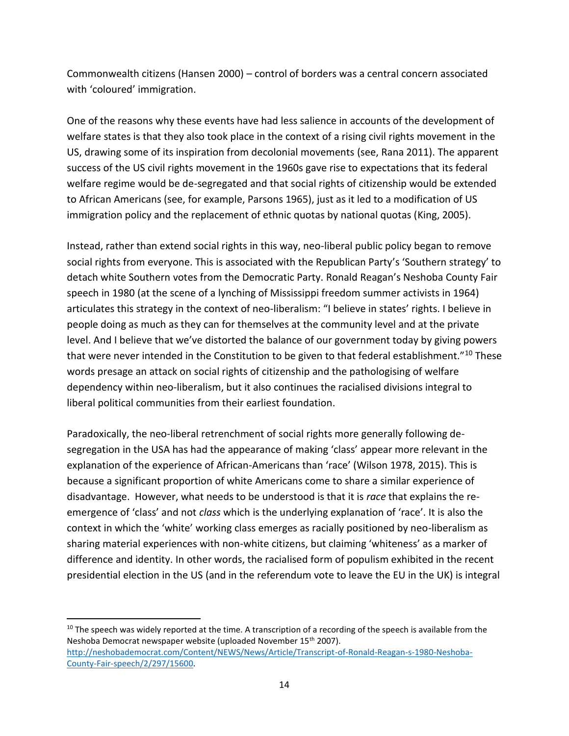Commonwealth citizens (Hansen 2000) – control of borders was a central concern associated with 'coloured' immigration.

One of the reasons why these events have had less salience in accounts of the development of welfare states is that they also took place in the context of a rising civil rights movement in the US, drawing some of its inspiration from decolonial movements (see, Rana 2011). The apparent success of the US civil rights movement in the 1960s gave rise to expectations that its federal welfare regime would be de-segregated and that social rights of citizenship would be extended to African Americans (see, for example, Parsons 1965), just as it led to a modification of US immigration policy and the replacement of ethnic quotas by national quotas (King, 2005).

Instead, rather than extend social rights in this way, neo-liberal public policy began to remove social rights from everyone. This is associated with the Republican Party's 'Southern strategy' to detach white Southern votes from the Democratic Party. Ronald Reagan's Neshoba County Fair speech in 1980 (at the scene of a lynching of Mississippi freedom summer activists in 1964) articulates this strategy in the context of neo-liberalism: "I believe in states' rights. I believe in people doing as much as they can for themselves at the community level and at the private level. And I believe that we've distorted the balance of our government today by giving powers that were never intended in the Constitution to be given to that federal establishment."[10] These words presage an attack on social rights of citizenship and the pathologising of welfare dependency within neo-liberalism, but it also continues the racialised divisions integral to liberal political communities from their earliest foundation.

Paradoxically, the neo-liberal retrenchment of social rights more generally following de-segregation in the USA has had the appearance of making 'class' appear more relevant in the explanation of the experience of African-Americans than 'race' (Wilson 1978, 2015). This is because a significant proportion of white Americans come to share a similar experience of disadvantage. However, what needs to be understood is that it is *race* that explains the re-emergence of 'class' and not *class* which is the underlying explanation of 'race'. It is also the context in which the 'white' working class emerges as racially positioned by neo-liberalism as sharing material experiences with non-white citizens, but claiming 'whiteness' as a marker of difference and identity. In other words, the racialised form of populism exhibited in the recent presidential election in the US (and in the referendum vote to leave the EU in the UK) is integral

---

[10] The speech was widely reported at the time. A transcription of a recording of the speech is available from the Neshoba Democrat newspaper website (uploaded November 15th 2007). http://neshobademocrat.com/Content/NEWS/News/Article/Transcript-of-Ronald-Reagan-s-1980-Neshoba-County-Fair-speech/2/297/15600.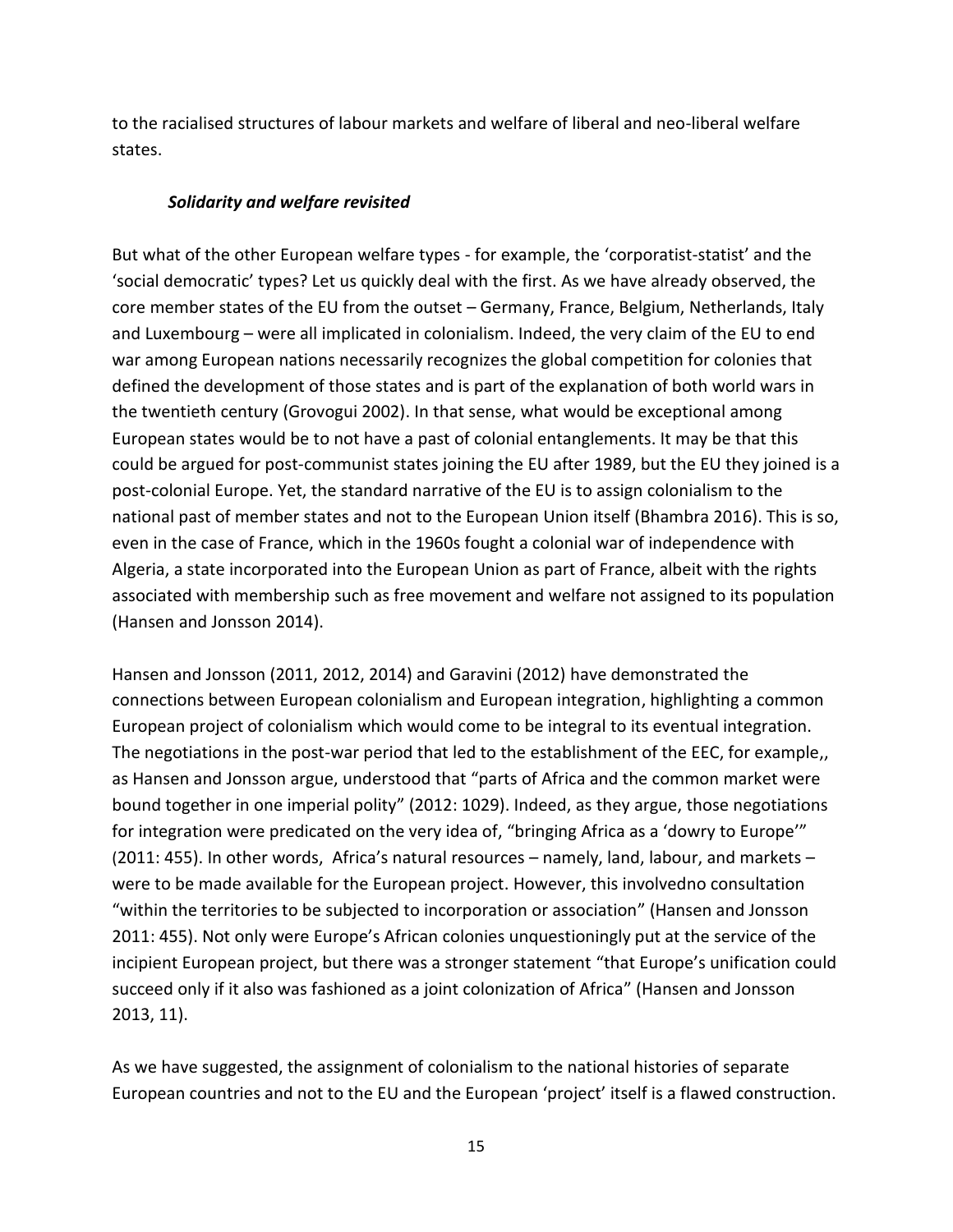to the racialised structures of labour markets and welfare of liberal and neo-liberal welfare states.

### *Solidarity and welfare revisited*

But what of the other European welfare types - for example, the 'corporatist-statist' and the 'social democratic' types? Let us quickly deal with the first. As we have already observed, the core member states of the EU from the outset – Germany, France, Belgium, Netherlands, Italy and Luxembourg – were all implicated in colonialism. Indeed, the very claim of the EU to end war among European nations necessarily recognizes the global competition for colonies that defined the development of those states and is part of the explanation of both world wars in the twentieth century (Grovogui 2002). In that sense, what would be exceptional among European states would be to not have a past of colonial entanglements. It may be that this could be argued for post-communist states joining the EU after 1989, but the EU they joined is a post-colonial Europe. Yet, the standard narrative of the EU is to assign colonialism to the national past of member states and not to the European Union itself (Bhambra 2016). This is so, even in the case of France, which in the 1960s fought a colonial war of independence with Algeria, a state incorporated into the European Union as part of France, albeit with the rights associated with membership such as free movement and welfare not assigned to its population (Hansen and Jonsson 2014).

Hansen and Jonsson (2011, 2012, 2014) and Garavini (2012) have demonstrated the connections between European colonialism and European integration, highlighting a common European project of colonialism which would come to be integral to its eventual integration. The negotiations in the post-war period that led to the establishment of the EEC, for example,, as Hansen and Jonsson argue, understood that "parts of Africa and the common market were bound together in one imperial polity" (2012: 1029). Indeed, as they argue, those negotiations for integration were predicated on the very idea of, "bringing Africa as a 'dowry to Europe'" (2011: 455). In other words, Africa's natural resources – namely, land, labour, and markets – were to be made available for the European project. However, this involvedno consultation "within the territories to be subjected to incorporation or association" (Hansen and Jonsson 2011: 455). Not only were Europe's African colonies unquestioningly put at the service of the incipient European project, but there was a stronger statement "that Europe's unification could succeed only if it also was fashioned as a joint colonization of Africa" (Hansen and Jonsson 2013, 11).

As we have suggested, the assignment of colonialism to the national histories of separate European countries and not to the EU and the European 'project' itself is a flawed construction.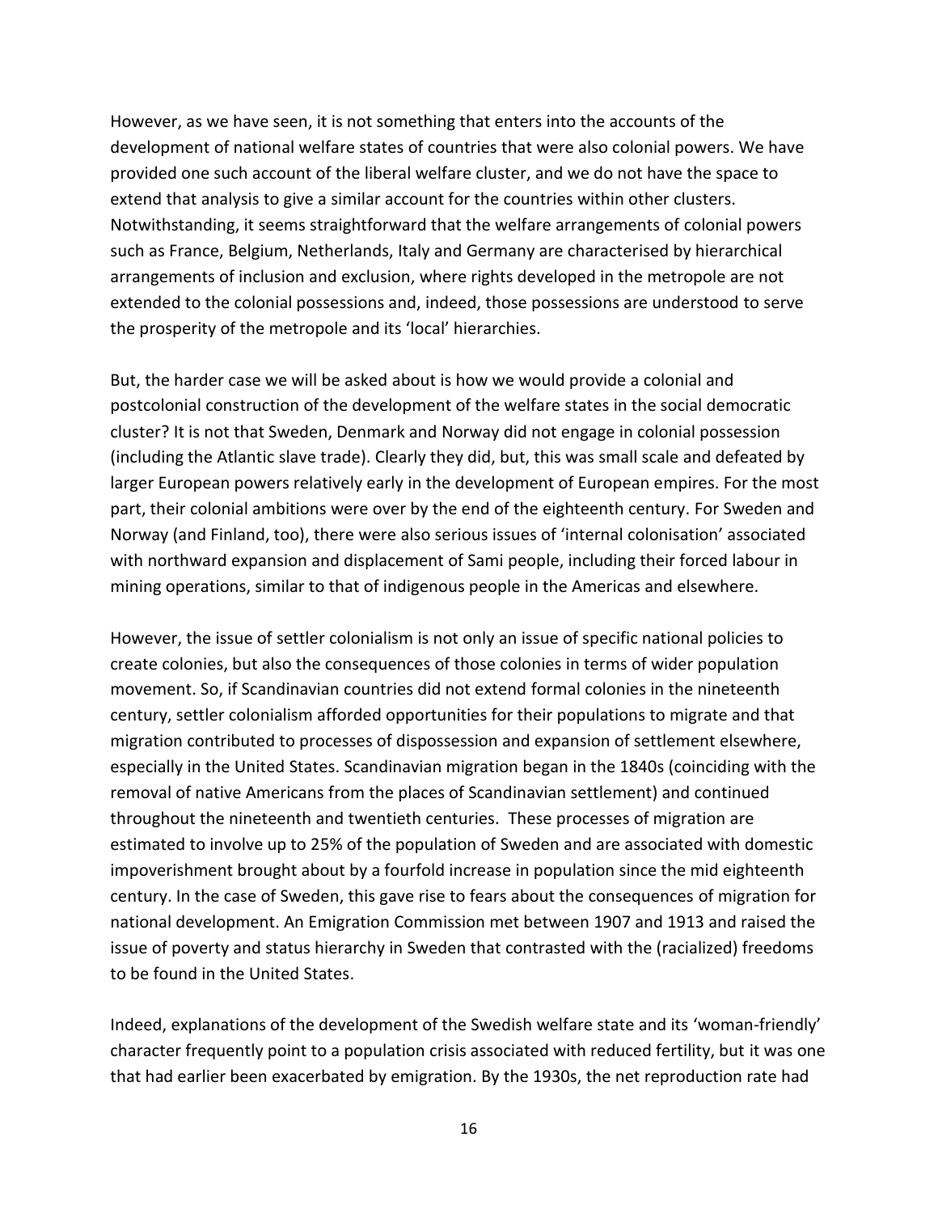However, as we have seen, it is not something that enters into the accounts of the development of national welfare states of countries that were also colonial powers. We have provided one such account of the liberal welfare cluster, and we do not have the space to extend that analysis to give a similar account for the countries within other clusters. Notwithstanding, it seems straightforward that the welfare arrangements of colonial powers such as France, Belgium, Netherlands, Italy and Germany are characterised by hierarchical arrangements of inclusion and exclusion, where rights developed in the metropole are not extended to the colonial possessions and, indeed, those possessions are understood to serve the prosperity of the metropole and its 'local' hierarchies.

But, the harder case we will be asked about is how we would provide a colonial and postcolonial construction of the development of the welfare states in the social democratic cluster? It is not that Sweden, Denmark and Norway did not engage in colonial possession (including the Atlantic slave trade). Clearly they did, but, this was small scale and defeated by larger European powers relatively early in the development of European empires. For the most part, their colonial ambitions were over by the end of the eighteenth century. For Sweden and Norway (and Finland, too), there were also serious issues of 'internal colonisation' associated with northward expansion and displacement of Sami people, including their forced labour in mining operations, similar to that of indigenous people in the Americas and elsewhere.

However, the issue of settler colonialism is not only an issue of specific national policies to create colonies, but also the consequences of those colonies in terms of wider population movement. So, if Scandinavian countries did not extend formal colonies in the nineteenth century, settler colonialism afforded opportunities for their populations to migrate and that migration contributed to processes of dispossession and expansion of settlement elsewhere, especially in the United States. Scandinavian migration began in the 1840s (coinciding with the removal of native Americans from the places of Scandinavian settlement) and continued throughout the nineteenth and twentieth centuries. These processes of migration are estimated to involve up to 25% of the population of Sweden and are associated with domestic impoverishment brought about by a fourfold increase in population since the mid eighteenth century. In the case of Sweden, this gave rise to fears about the consequences of migration for national development. An Emigration Commission met between 1907 and 1913 and raised the issue of poverty and status hierarchy in Sweden that contrasted with the (racialized) freedoms to be found in the United States.

Indeed, explanations of the development of the Swedish welfare state and its 'woman-friendly' character frequently point to a population crisis associated with reduced fertility, but it was one that had earlier been exacerbated by emigration. By the 1930s, the net reproduction rate had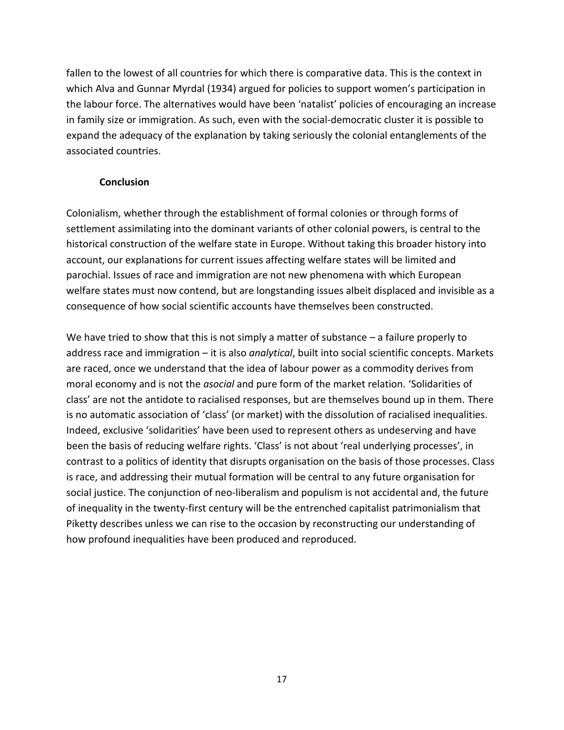fallen to the lowest of all countries for which there is comparative data. This is the context in which Alva and Gunnar Myrdal (1934) argued for policies to support women's participation in the labour force. The alternatives would have been 'natalist' policies of encouraging an increase in family size or immigration. As such, even with the social-democratic cluster it is possible to expand the adequacy of the explanation by taking seriously the colonial entanglements of the associated countries.

## Conclusion

Colonialism, whether through the establishment of formal colonies or through forms of settlement assimilating into the dominant variants of other colonial powers, is central to the historical construction of the welfare state in Europe. Without taking this broader history into account, our explanations for current issues affecting welfare states will be limited and parochial. Issues of race and immigration are not new phenomena with which European welfare states must now contend, but are longstanding issues albeit displaced and invisible as a consequence of how social scientific accounts have themselves been constructed.

We have tried to show that this is not simply a matter of substance – a failure properly to address race and immigration – it is also *analytical*, built into social scientific concepts. Markets are raced, once we understand that the idea of labour power as a commodity derives from moral economy and is not the *asocial* and pure form of the market relation. 'Solidarities of class' are not the antidote to racialised responses, but are themselves bound up in them. There is no automatic association of 'class' (or market) with the dissolution of racialised inequalities. Indeed, exclusive 'solidarities' have been used to represent others as undeserving and have been the basis of reducing welfare rights. 'Class' is not about 'real underlying processes', in contrast to a politics of identity that disrupts organisation on the basis of those processes. Class is race, and addressing their mutual formation will be central to any future organisation for social justice. The conjunction of neo-liberalism and populism is not accidental and, the future of inequality in the twenty-first century will be the entrenched capitalist patrimonialism that Piketty describes unless we can rise to the occasion by reconstructing our understanding of how profound inequalities have been produced and reproduced.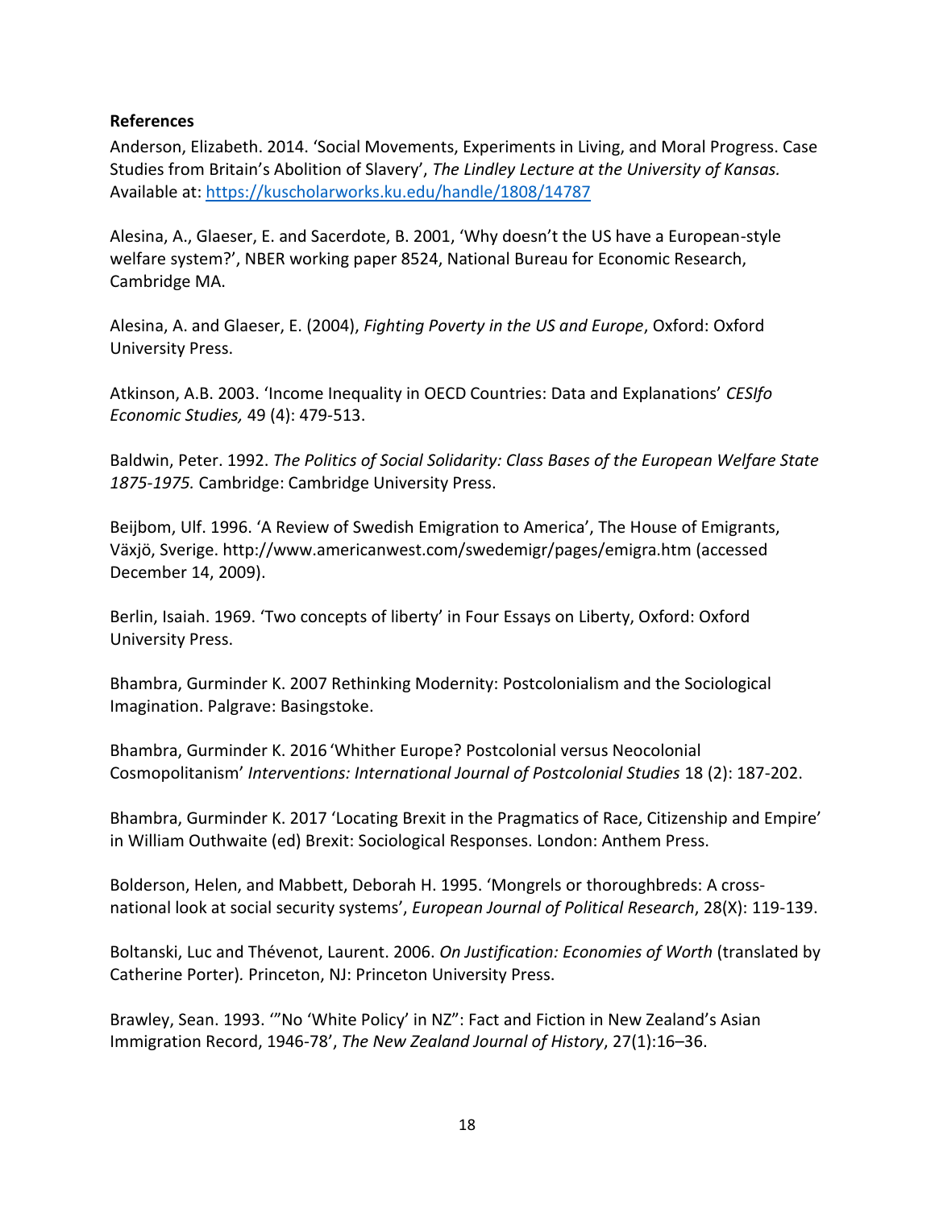**References**

Anderson, Elizabeth. 2014. 'Social Movements, Experiments in Living, and Moral Progress. Case Studies from Britain's Abolition of Slavery', *The Lindley Lecture at the University of Kansas.* Available at: https://kuscholarworks.ku.edu/handle/1808/14787

Alesina, A., Glaeser, E. and Sacerdote, B. 2001, 'Why doesn't the US have a European-style welfare system?', NBER working paper 8524, National Bureau for Economic Research, Cambridge MA.

Alesina, A. and Glaeser, E. (2004), *Fighting Poverty in the US and Europe*, Oxford: Oxford University Press.

Atkinson, A.B. 2003. 'Income Inequality in OECD Countries: Data and Explanations' *CESIfo Economic Studies,* 49 (4): 479-513.

Baldwin, Peter. 1992. *The Politics of Social Solidarity: Class Bases of the European Welfare State 1875-1975.* Cambridge: Cambridge University Press.

Beijbom, Ulf. 1996. 'A Review of Swedish Emigration to America', The House of Emigrants, Växjö, Sverige. http://www.americanwest.com/swedemigr/pages/emigra.htm (accessed December 14, 2009).

Berlin, Isaiah. 1969. 'Two concepts of liberty' in Four Essays on Liberty, Oxford: Oxford University Press.

Bhambra, Gurminder K. 2007 Rethinking Modernity: Postcolonialism and the Sociological Imagination. Palgrave: Basingstoke.

Bhambra, Gurminder K. 2016 'Whither Europe? Postcolonial versus Neocolonial Cosmopolitanism' *Interventions: International Journal of Postcolonial Studies* 18 (2): 187-202.

Bhambra, Gurminder K. 2017 'Locating Brexit in the Pragmatics of Race, Citizenship and Empire' in William Outhwaite (ed) Brexit: Sociological Responses. London: Anthem Press.

Bolderson, Helen, and Mabbett, Deborah H. 1995. 'Mongrels or thoroughbreds: A cross-national look at social security systems', *European Journal of Political Research*, 28(X): 119-139.

Boltanski, Luc and Thévenot, Laurent. 2006. *On Justification: Economies of Worth* (translated by Catherine Porter)*.* Princeton, NJ: Princeton University Press.

Brawley, Sean. 1993. '"No 'White Policy' in NZ": Fact and Fiction in New Zealand's Asian Immigration Record, 1946-78', *The New Zealand Journal of History*, 27(1):16–36.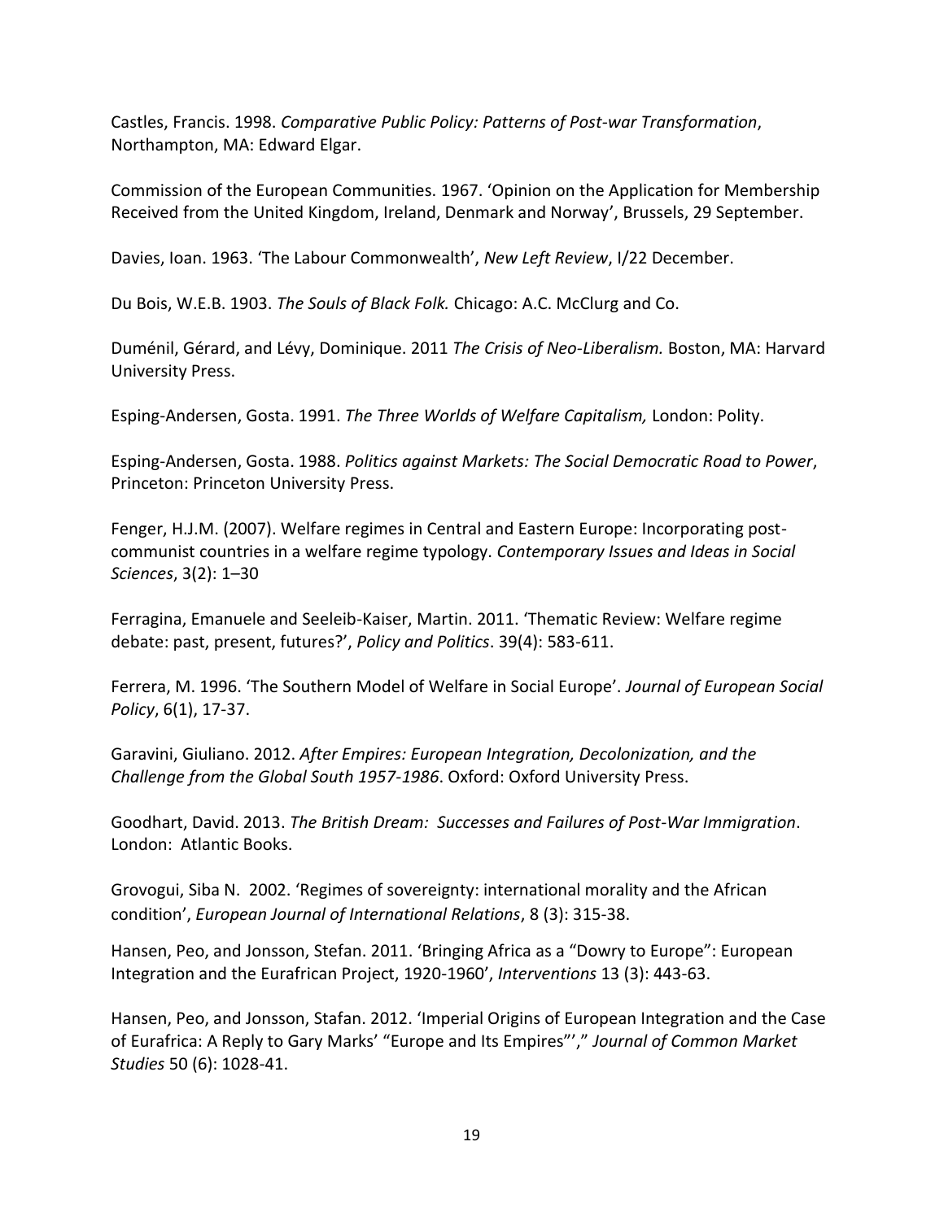Castles, Francis. 1998. *Comparative Public Policy: Patterns of Post-war Transformation*, Northampton, MA: Edward Elgar.

Commission of the European Communities. 1967. 'Opinion on the Application for Membership Received from the United Kingdom, Ireland, Denmark and Norway', Brussels, 29 September.

Davies, Ioan. 1963. 'The Labour Commonwealth', *New Left Review*, I/22 December.

Du Bois, W.E.B. 1903. *The Souls of Black Folk.* Chicago: A.C. McClurg and Co.

Duménil, Gérard, and Lévy, Dominique. 2011 *The Crisis of Neo-Liberalism.* Boston, MA: Harvard University Press.

Esping-Andersen, Gosta. 1991. *The Three Worlds of Welfare Capitalism,* London: Polity.

Esping-Andersen, Gosta. 1988. *Politics against Markets: The Social Democratic Road to Power*, Princeton: Princeton University Press.

Fenger, H.J.M. (2007). Welfare regimes in Central and Eastern Europe: Incorporating post-communist countries in a welfare regime typology. *Contemporary Issues and Ideas in Social Sciences*, 3(2): 1–30

Ferragina, Emanuele and Seeleib-Kaiser, Martin. 2011. 'Thematic Review: Welfare regime debate: past, present, futures?', *Policy and Politics*. 39(4): 583-611.

Ferrera, M. 1996. 'The Southern Model of Welfare in Social Europe'. *Journal of European Social Policy*, 6(1), 17-37.

Garavini, Giuliano. 2012. *After Empires: European Integration, Decolonization, and the Challenge from the Global South 1957-1986*. Oxford: Oxford University Press.

Goodhart, David. 2013. *The British Dream: Successes and Failures of Post-War Immigration*. London: Atlantic Books.

Grovogui, Siba N. 2002. 'Regimes of sovereignty: international morality and the African condition', *European Journal of International Relations*, 8 (3): 315-38.

Hansen, Peo, and Jonsson, Stefan. 2011. 'Bringing Africa as a "Dowry to Europe": European Integration and the Eurafrican Project, 1920-1960', *Interventions* 13 (3): 443-63.

Hansen, Peo, and Jonsson, Stafan. 2012. 'Imperial Origins of European Integration and the Case of Eurafrica: A Reply to Gary Marks' "Europe and Its Empires"'," *Journal of Common Market Studies* 50 (6): 1028-41.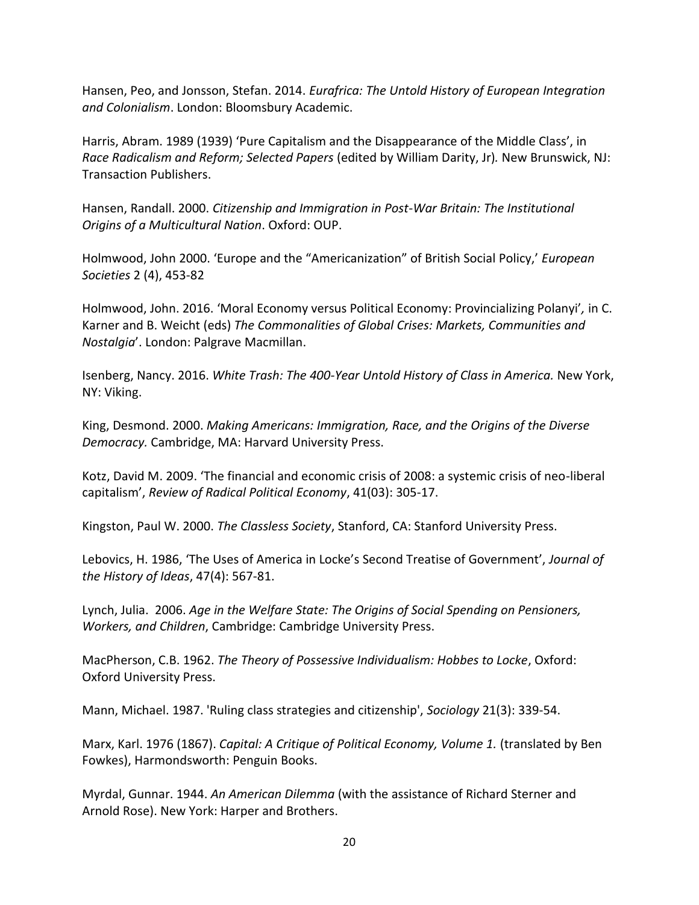Hansen, Peo, and Jonsson, Stefan. 2014. *Eurafrica: The Untold History of European Integration and Colonialism*. London: Bloomsbury Academic.

Harris, Abram. 1989 (1939) 'Pure Capitalism and the Disappearance of the Middle Class', in *Race Radicalism and Reform; Selected Papers* (edited by William Darity, Jr)*.* New Brunswick, NJ: Transaction Publishers.

Hansen, Randall. 2000. *Citizenship and Immigration in Post-War Britain: The Institutional Origins of a Multicultural Nation*. Oxford: OUP.

Holmwood, John 2000. 'Europe and the "Americanization" of British Social Policy,' *European Societies* 2 (4), 453-82

Holmwood, John. 2016. 'Moral Economy versus Political Economy: Provincializing Polanyi'*,* in C. Karner and B. Weicht (eds) *The Commonalities of Global Crises: Markets, Communities and Nostalgia*'. London: Palgrave Macmillan.

Isenberg, Nancy. 2016. *White Trash: The 400-Year Untold History of Class in America.* New York, NY: Viking.

King, Desmond. 2000. *Making Americans: Immigration, Race, and the Origins of the Diverse Democracy.* Cambridge, MA: Harvard University Press.

Kotz, David M. 2009. 'The financial and economic crisis of 2008: a systemic crisis of neo-liberal capitalism', *Review of Radical Political Economy*, 41(03): 305-17.

Kingston, Paul W. 2000. *The Classless Society*, Stanford, CA: Stanford University Press.

Lebovics, H. 1986, 'The Uses of America in Locke's Second Treatise of Government', *Journal of the History of Ideas*, 47(4): 567-81.

Lynch, Julia. 2006. *Age in the Welfare State: The Origins of Social Spending on Pensioners, Workers, and Children*, Cambridge: Cambridge University Press.

MacPherson, C.B. 1962. *The Theory of Possessive Individualism: Hobbes to Locke*, Oxford: Oxford University Press.

Mann, Michael. 1987. 'Ruling class strategies and citizenship', *Sociology* 21(3): 339-54.

Marx, Karl. 1976 (1867). *Capital: A Critique of Political Economy, Volume 1.* (translated by Ben Fowkes), Harmondsworth: Penguin Books.

Myrdal, Gunnar. 1944. *An American Dilemma* (with the assistance of Richard Sterner and Arnold Rose). New York: Harper and Brothers.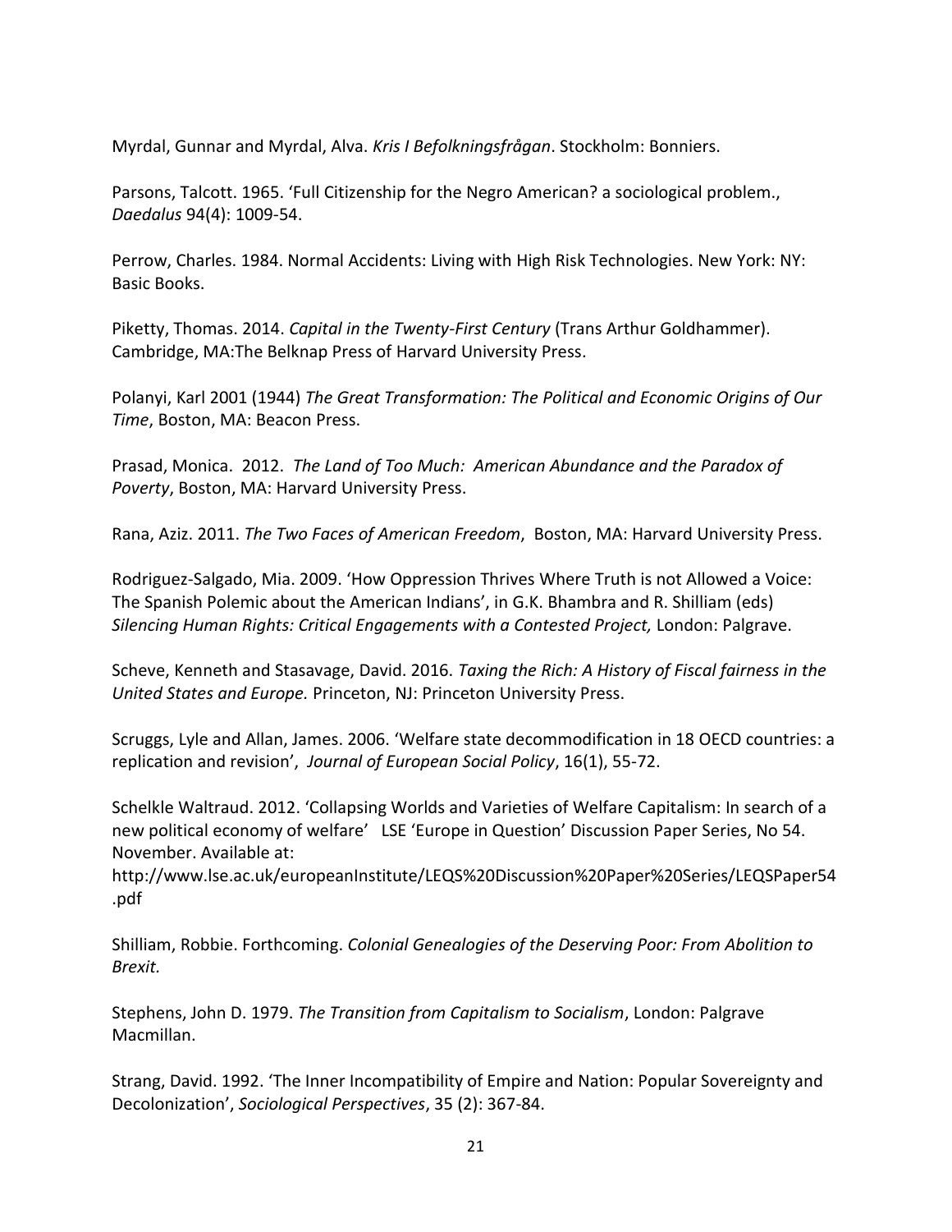Myrdal, Gunnar and Myrdal, Alva. *Kris I Befolkningsfrågan*. Stockholm: Bonniers.

Parsons, Talcott. 1965. 'Full Citizenship for the Negro American? a sociological problem., *Daedalus* 94(4): 1009-54.

Perrow, Charles. 1984. Normal Accidents: Living with High Risk Technologies. New York: NY: Basic Books.

Piketty, Thomas. 2014. *Capital in the Twenty-First Century* (Trans Arthur Goldhammer). Cambridge, MA:The Belknap Press of Harvard University Press.

Polanyi, Karl 2001 (1944) *The Great Transformation: The Political and Economic Origins of Our Time*, Boston, MA: Beacon Press.

Prasad, Monica. 2012. *The Land of Too Much: American Abundance and the Paradox of Poverty*, Boston, MA: Harvard University Press.

Rana, Aziz. 2011. *The Two Faces of American Freedom*, Boston, MA: Harvard University Press.

Rodriguez-Salgado, Mia. 2009. 'How Oppression Thrives Where Truth is not Allowed a Voice: The Spanish Polemic about the American Indians', in G.K. Bhambra and R. Shilliam (eds) *Silencing Human Rights: Critical Engagements with a Contested Project,* London: Palgrave.

Scheve, Kenneth and Stasavage, David. 2016. *Taxing the Rich: A History of Fiscal fairness in the United States and Europe.* Princeton, NJ: Princeton University Press.

Scruggs, Lyle and Allan, James. 2006. 'Welfare state decommodification in 18 OECD countries: a replication and revision', *Journal of European Social Policy*, 16(1), 55-72.

Schelkle Waltraud. 2012. 'Collapsing Worlds and Varieties of Welfare Capitalism: In search of a new political economy of welfare' LSE 'Europe in Question' Discussion Paper Series, No 54. November. Available at: http://www.lse.ac.uk/europeanInstitute/LEQS%20Discussion%20Paper%20Series/LEQSPaper54.pdf

Shilliam, Robbie. Forthcoming. *Colonial Genealogies of the Deserving Poor: From Abolition to Brexit.*

Stephens, John D. 1979. *The Transition from Capitalism to Socialism*, London: Palgrave Macmillan.

Strang, David. 1992. 'The Inner Incompatibility of Empire and Nation: Popular Sovereignty and Decolonization', *Sociological Perspectives*, 35 (2): 367-84.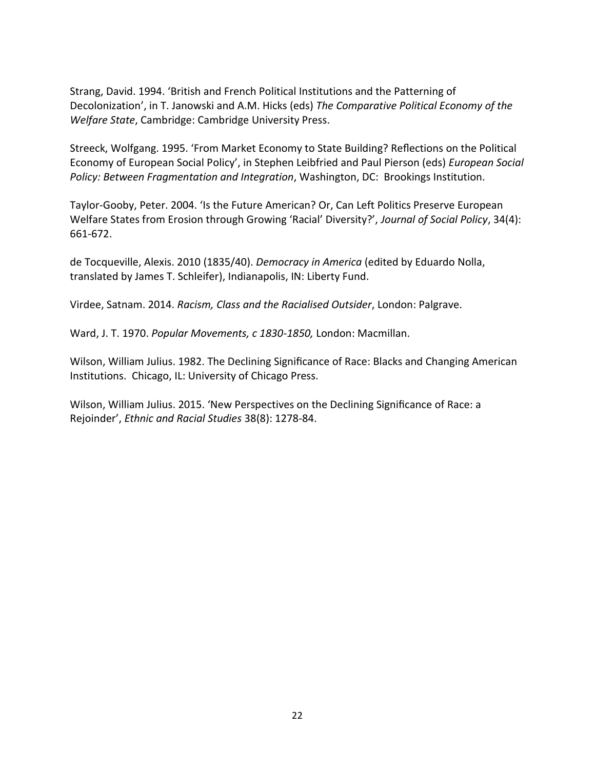Strang, David. 1994. 'British and French Political Institutions and the Patterning of Decolonization', in T. Janowski and A.M. Hicks (eds) *The Comparative Political Economy of the Welfare State*, Cambridge: Cambridge University Press.

Streeck, Wolfgang. 1995. 'From Market Economy to State Building? Reflections on the Political Economy of European Social Policy', in Stephen Leibfried and Paul Pierson (eds) *European Social Policy: Between Fragmentation and Integration*, Washington, DC: Brookings Institution.

Taylor-Gooby, Peter. 2004. 'Is the Future American? Or, Can Left Politics Preserve European Welfare States from Erosion through Growing 'Racial' Diversity?', *Journal of Social Policy*, 34(4): 661-672.

de Tocqueville, Alexis. 2010 (1835/40). *Democracy in America* (edited by Eduardo Nolla, translated by James T. Schleifer), Indianapolis, IN: Liberty Fund.

Virdee, Satnam. 2014. *Racism, Class and the Racialised Outsider*, London: Palgrave.

Ward, J. T. 1970. *Popular Movements, c 1830-1850,* London: Macmillan.

Wilson, William Julius. 1982. The Declining Significance of Race: Blacks and Changing American Institutions. Chicago, IL: University of Chicago Press.

Wilson, William Julius. 2015. 'New Perspectives on the Declining Significance of Race: a Rejoinder', *Ethnic and Racial Studies* 38(8): 1278-84.